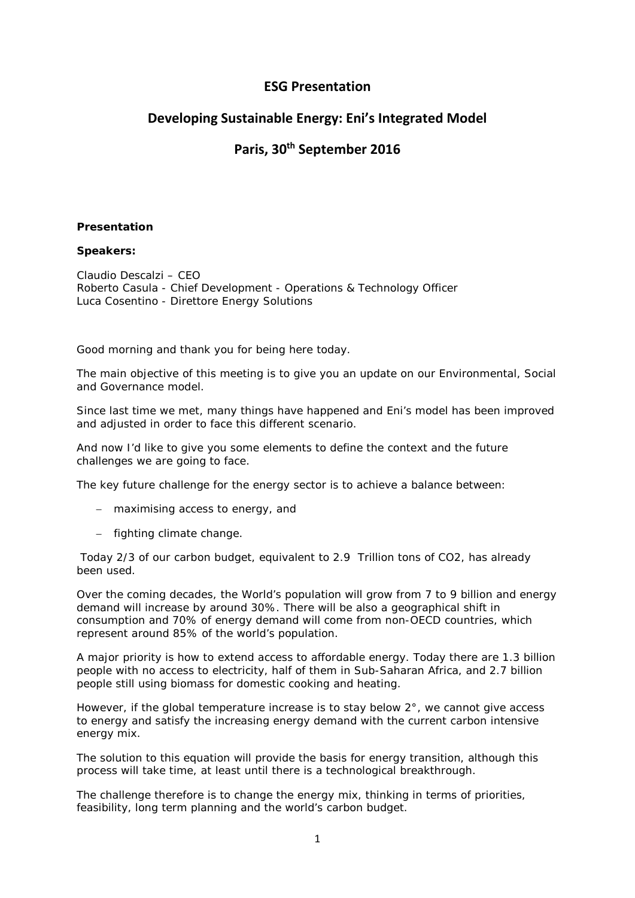# ESG Presentation

## Developing Sustainable Energy: Eni's Integrated Model

## Paris, 30th September 2016

**Presentation**

**Speakers:**

Claudio Descalzi – CEO
Roberto Casula - Chief Development - Operations & Technology Officer
Luca Cosentino - Direttore Energy Solutions

Good morning and thank you for being here today.

The main objective of this meeting is to give you an update on our Environmental, Social and Governance model.

Since last time we met, many things have happened and Eni's model has been improved and adjusted in order to face this different scenario.

And now I'd like to give you some elements to define the context and the future challenges we are going to face.

The key future challenge for the energy sector is to achieve a balance between:

- maximising access to energy, and
- fighting climate change.

Today 2/3 of our carbon budget, equivalent to 2.9 Trillion tons of $CO_2$, has already been used.

Over the coming decades, the World's population will grow from 7 to 9 billion and energy demand will increase by around 30%. There will be also a geographical shift in consumption and 70% of energy demand will come from non-OECD countries, which represent around 85% of the world's population.

A major priority is how to extend access to affordable energy. Today there are 1.3 billion people with no access to electricity, half of them in Sub-Saharan Africa, and 2.7 billion people still using biomass for domestic cooking and heating.

However, if the global temperature increase is to stay below 2°, we cannot give access to energy and satisfy the increasing energy demand with the current carbon intensive energy mix.

The solution to this equation will provide the basis for energy transition, although this process will take time, at least until there is a technological breakthrough.

The challenge therefore is to change the energy mix, thinking in terms of priorities, feasibility, long term planning and the world's carbon budget.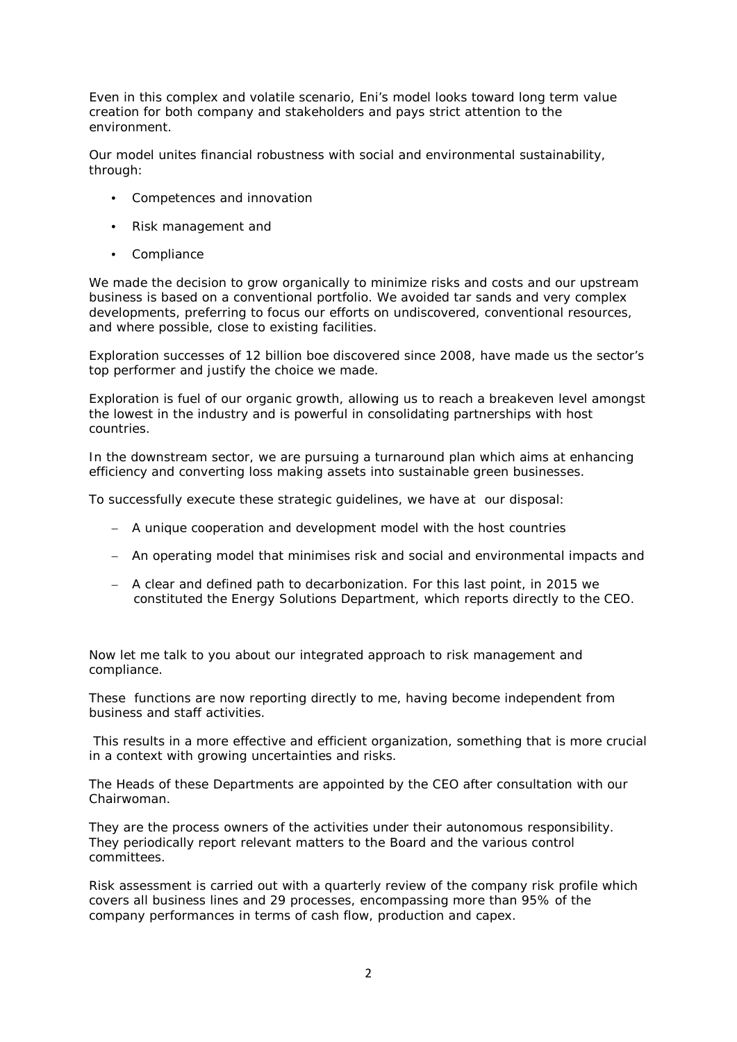Even in this complex and volatile scenario, Eni's model looks toward long term value creation for both company and stakeholders and pays strict attention to the environment.

Our model unites financial robustness with social and environmental sustainability, through:

- Competences and innovation
- Risk management and
- Compliance

We made the decision to grow organically to minimize risks and costs and our upstream business is based on a conventional portfolio. We avoided tar sands and very complex developments, preferring to focus our efforts on undiscovered, conventional resources, and where possible, close to existing facilities.

Exploration successes of 12 billion boe discovered since 2008, have made us the sector's top performer and justify the choice we made.

Exploration is fuel of our organic growth, allowing us to reach a breakeven level amongst the lowest in the industry and is powerful in consolidating partnerships with host countries.

In the downstream sector, we are pursuing a turnaround plan which aims at enhancing efficiency and converting loss making assets into sustainable green businesses.

To successfully execute these strategic guidelines, we have at our disposal:

- A unique cooperation and development model with the host countries
- An operating model that minimises risk and social and environmental impacts and
- A clear and defined path to decarbonization. For this last point, in 2015 we constituted the Energy Solutions Department, which reports directly to the CEO.

Now let me talk to you about our integrated approach to risk management and compliance.

These functions are now reporting directly to me, having become independent from business and staff activities.

This results in a more effective and efficient organization, something that is more crucial in a context with growing uncertainties and risks.

The Heads of these Departments are appointed by the CEO after consultation with our Chairwoman.

They are the process owners of the activities under their autonomous responsibility. They periodically report relevant matters to the Board and the various control committees.

Risk assessment is carried out with a quarterly review of the company risk profile which covers all business lines and 29 processes, encompassing more than 95% of the company performances in terms of cash flow, production and capex.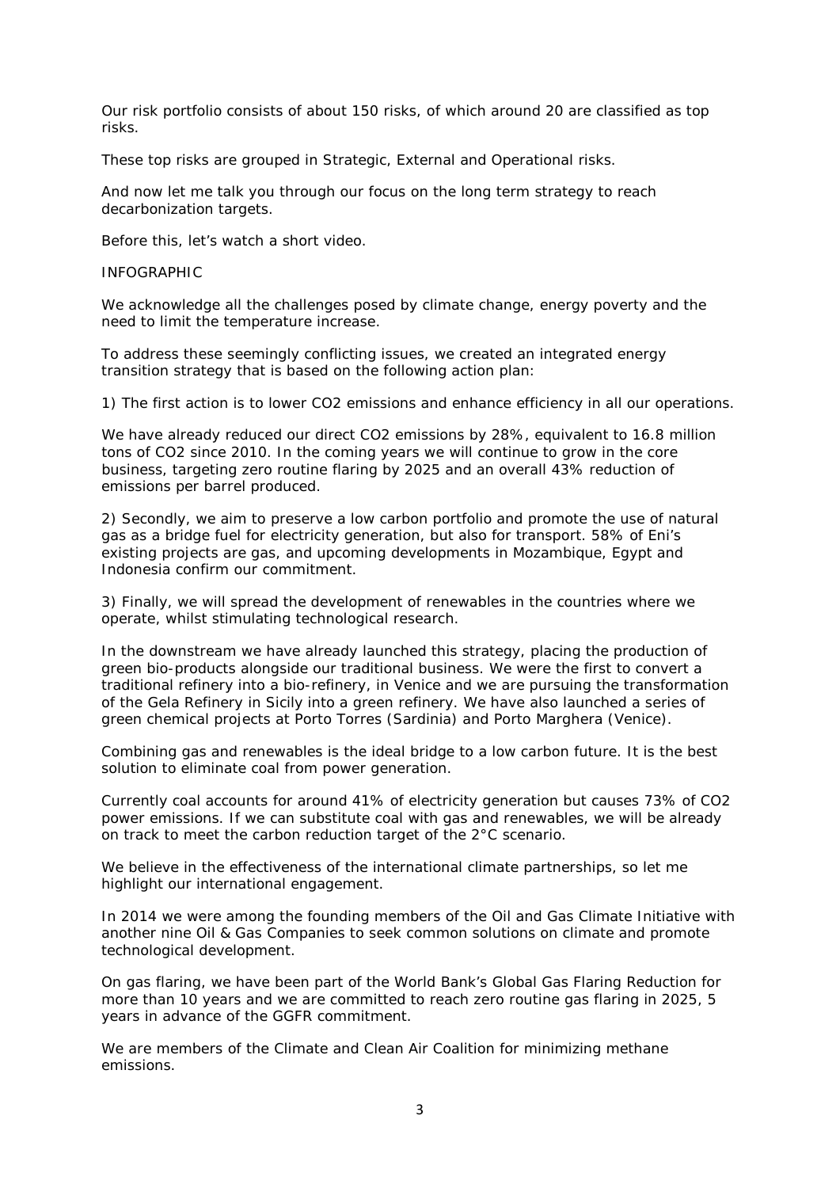Our risk portfolio consists of about 150 risks, of which around 20 are classified as top risks.

These top risks are grouped in Strategic, External and Operational risks.

And now let me talk you through our focus on the long term strategy to reach decarbonization targets.

Before this, let's watch a short video.

INFOGRAPHIC

We acknowledge all the challenges posed by climate change, energy poverty and the need to limit the temperature increase.

To address these seemingly conflicting issues, we created an integrated energy transition strategy that is based on the following action plan:

1) The first action is to lower $CO_2$ emissions and enhance efficiency in all our operations.

We have already reduced our direct $CO_2$ emissions by 28%, equivalent to 16.8 million tons of $CO_2$ since 2010. In the coming years we will continue to grow in the core business, targeting zero routine flaring by 2025 and an overall 43% reduction of emissions per barrel produced.

2) Secondly, we aim to preserve a low carbon portfolio and promote the use of natural gas as a bridge fuel for electricity generation, but also for transport. 58% of Eni's existing projects are gas, and upcoming developments in Mozambique, Egypt and Indonesia confirm our commitment.

3) Finally, we will spread the development of renewables in the countries where we operate, whilst stimulating technological research.

In the downstream we have already launched this strategy, placing the production of green bio-products alongside our traditional business. We were the first to convert a traditional refinery into a bio-refinery, in Venice and we are pursuing the transformation of the Gela Refinery in Sicily into a green refinery. We have also launched a series of green chemical projects at Porto Torres (Sardinia) and Porto Marghera (Venice).

Combining gas and renewables is the ideal bridge to a low carbon future. It is the best solution to eliminate coal from power generation.

Currently coal accounts for around 41% of electricity generation but causes 73% of $CO_2$ power emissions. If we can substitute coal with gas and renewables, we will be already on track to meet the carbon reduction target of the 2°C scenario.

We believe in the effectiveness of the international climate partnerships, so let me highlight our international engagement.

In 2014 we were among the founding members of the Oil and Gas Climate Initiative with another nine Oil & Gas Companies to seek common solutions on climate and promote technological development.

On gas flaring, we have been part of the World Bank's Global Gas Flaring Reduction for more than 10 years and we are committed to reach zero routine gas flaring in 2025, 5 years in advance of the GGFR commitment.

We are members of the Climate and Clean Air Coalition for minimizing methane emissions.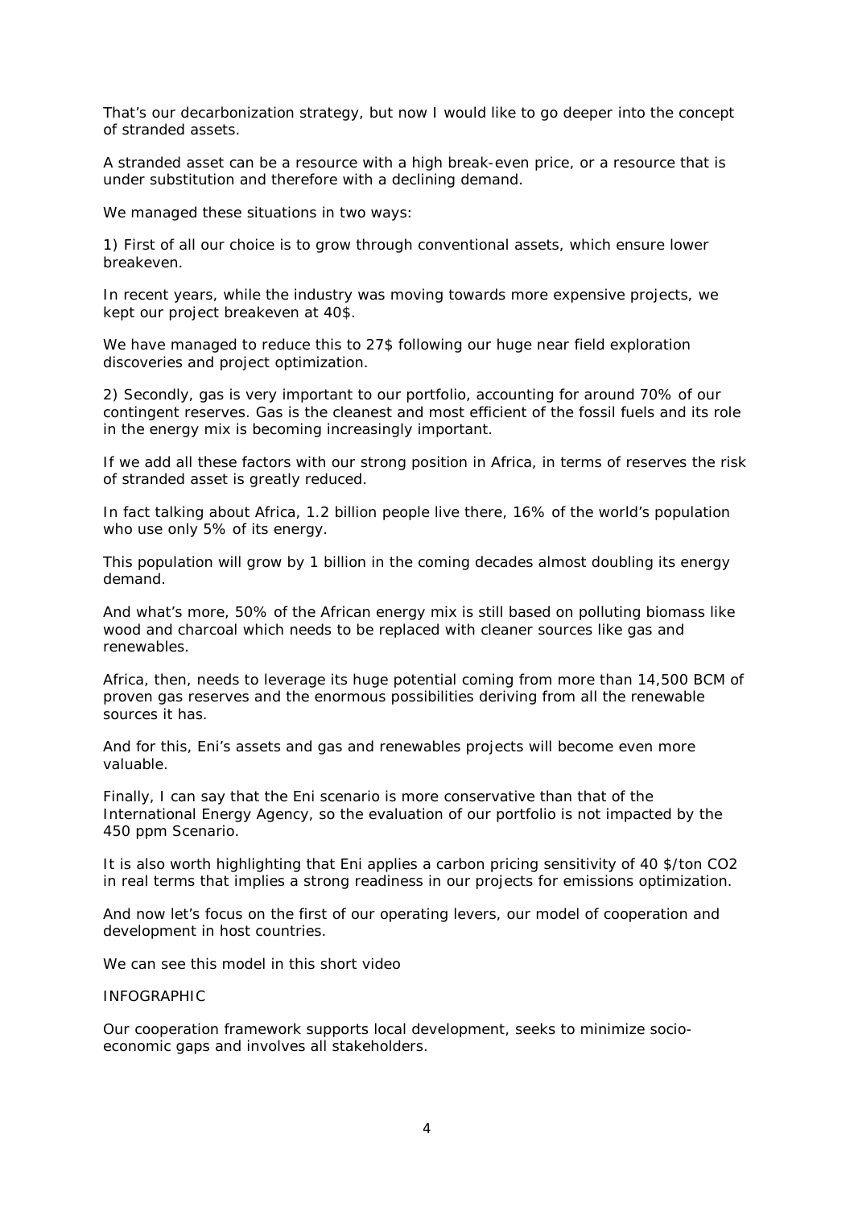That's our decarbonization strategy, but now I would like to go deeper into the concept of stranded assets.

A stranded asset can be a resource with a high break-even price, or a resource that is under substitution and therefore with a declining demand.

We managed these situations in two ways:

1) First of all our choice is to grow through conventional assets, which ensure lower breakeven.

In recent years, while the industry was moving towards more expensive projects, we kept our project breakeven at 40$.

We have managed to reduce this to 27$ following our huge near field exploration discoveries and project optimization.

2) Secondly, gas is very important to our portfolio, accounting for around 70% of our contingent reserves. Gas is the cleanest and most efficient of the fossil fuels and its role in the energy mix is becoming increasingly important.

If we add all these factors with our strong position in Africa, in terms of reserves the risk of stranded asset is greatly reduced.

In fact talking about Africa, 1.2 billion people live there, 16% of the world's population who use only 5% of its energy.

This population will grow by 1 billion in the coming decades almost doubling its energy demand.

And what's more, 50% of the African energy mix is still based on polluting biomass like wood and charcoal which needs to be replaced with cleaner sources like gas and renewables.

Africa, then, needs to leverage its huge potential coming from more than 14,500 BCM of proven gas reserves and the enormous possibilities deriving from all the renewable sources it has.

And for this, Eni's assets and gas and renewables projects will become even more valuable.

Finally, I can say that the Eni scenario is more conservative than that of the International Energy Agency, so the evaluation of our portfolio is not impacted by the 450 ppm Scenario.

It is also worth highlighting that Eni applies a carbon pricing sensitivity of 40 $/ton $CO_2$ in real terms that implies a strong readiness in our projects for emissions optimization.

And now let's focus on the first of our operating levers, our model of cooperation and development in host countries.

We can see this model in this short video

INFOGRAPHIC

Our cooperation framework supports local development, seeks to minimize socio-economic gaps and involves all stakeholders.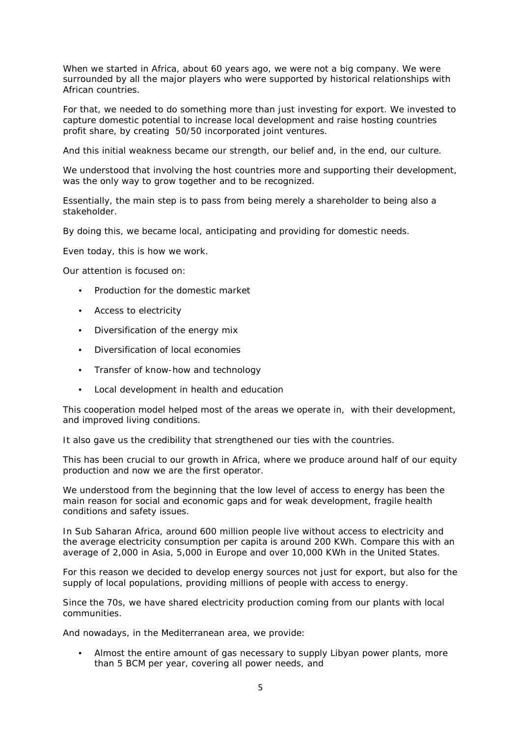When we started in Africa, about 60 years ago, we were not a big company. We were surrounded by all the major players who were supported by historical relationships with African countries.

For that, we needed to do something more than just investing for export. We invested to capture domestic potential to increase local development and raise hosting countries profit share, by creating 50/50 incorporated joint ventures.

And this initial weakness became our strength, our belief and, in the end, our culture.

We understood that involving the host countries more and supporting their development, was the only way to grow together and to be recognized.

Essentially, the main step is to pass from being merely a shareholder to being also a stakeholder.

By doing this, we became local, anticipating and providing for domestic needs.

Even today, this is how we work.

Our attention is focused on:

- Production for the domestic market
- Access to electricity
- Diversification of the energy mix
- Diversification of local economies
- Transfer of know-how and technology
- Local development in health and education

This cooperation model helped most of the areas we operate in, with their development, and improved living conditions.

It also gave us the credibility that strengthened our ties with the countries.

This has been crucial to our growth in Africa, where we produce around half of our equity production and now we are the first operator.

We understood from the beginning that the low level of access to energy has been the main reason for social and economic gaps and for weak development, fragile health conditions and safety issues.

In Sub Saharan Africa, around 600 million people live without access to electricity and the average electricity consumption per capita is around 200 KWh. Compare this with an average of 2,000 in Asia, 5,000 in Europe and over 10,000 KWh in the United States.

For this reason we decided to develop energy sources not just for export, but also for the supply of local populations, providing millions of people with access to energy.

Since the 70s, we have shared electricity production coming from our plants with local communities.

And nowadays, in the Mediterranean area, we provide:

- Almost the entire amount of gas necessary to supply Libyan power plants, more than 5 BCM per year, covering all power needs, and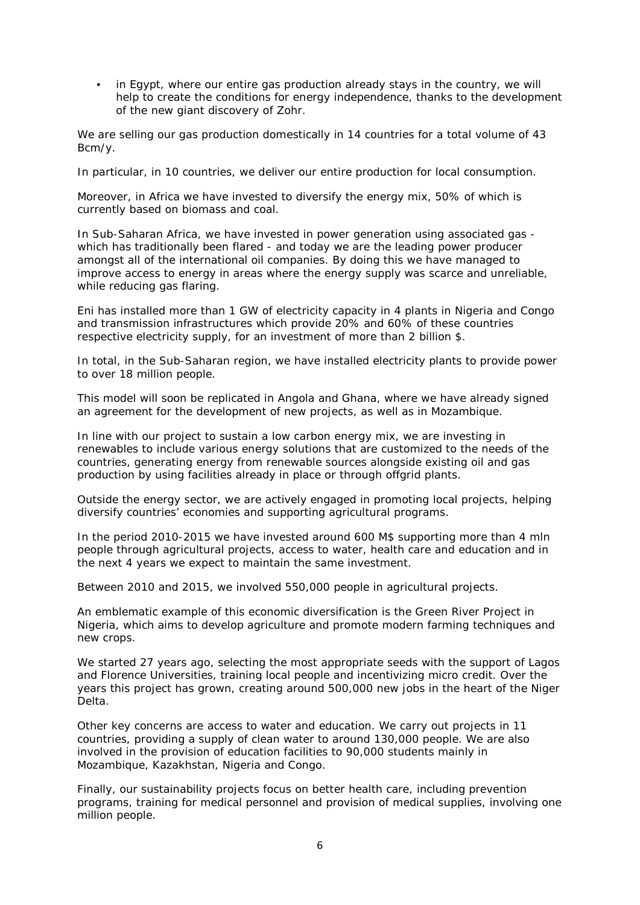- in Egypt, where our entire gas production already stays in the country, we will help to create the conditions for energy independence, thanks to the development of the new giant discovery of Zohr.

We are selling our gas production domestically in 14 countries for a total volume of 43 Bcm/y.

In particular, in 10 countries, we deliver our entire production for local consumption.

Moreover, in Africa we have invested to diversify the energy mix, 50% of which is currently based on biomass and coal.

In Sub-Saharan Africa, we have invested in power generation using associated gas - which has traditionally been flared - and today we are the leading power producer amongst all of the international oil companies. By doing this we have managed to improve access to energy in areas where the energy supply was scarce and unreliable, while reducing gas flaring.

Eni has installed more than 1 GW of electricity capacity in 4 plants in Nigeria and Congo and transmission infrastructures which provide 20% and 60% of these countries respective electricity supply, for an investment of more than 2 billion $.

In total, in the Sub-Saharan region, we have installed electricity plants to provide power to over 18 million people.

This model will soon be replicated in Angola and Ghana, where we have already signed an agreement for the development of new projects, as well as in Mozambique.

In line with our project to sustain a low carbon energy mix, we are investing in renewables to include various energy solutions that are customized to the needs of the countries, generating energy from renewable sources alongside existing oil and gas production by using facilities already in place or through offgrid plants.

Outside the energy sector, we are actively engaged in promoting local projects, helping diversify countries' economies and supporting agricultural programs.

In the period 2010-2015 we have invested around 600 M$ supporting more than 4 mln people through agricultural projects, access to water, health care and education and in the next 4 years we expect to maintain the same investment.

Between 2010 and 2015, we involved 550,000 people in agricultural projects.

An emblematic example of this economic diversification is the Green River Project in Nigeria, which aims to develop agriculture and promote modern farming techniques and new crops.

We started 27 years ago, selecting the most appropriate seeds with the support of Lagos and Florence Universities, training local people and incentivizing micro credit. Over the years this project has grown, creating around 500,000 new jobs in the heart of the Niger Delta.

Other key concerns are access to water and education. We carry out projects in 11 countries, providing a supply of clean water to around 130,000 people. We are also involved in the provision of education facilities to 90,000 students mainly in Mozambique, Kazakhstan, Nigeria and Congo.

Finally, our sustainability projects focus on better health care, including prevention programs, training for medical personnel and provision of medical supplies, involving one million people.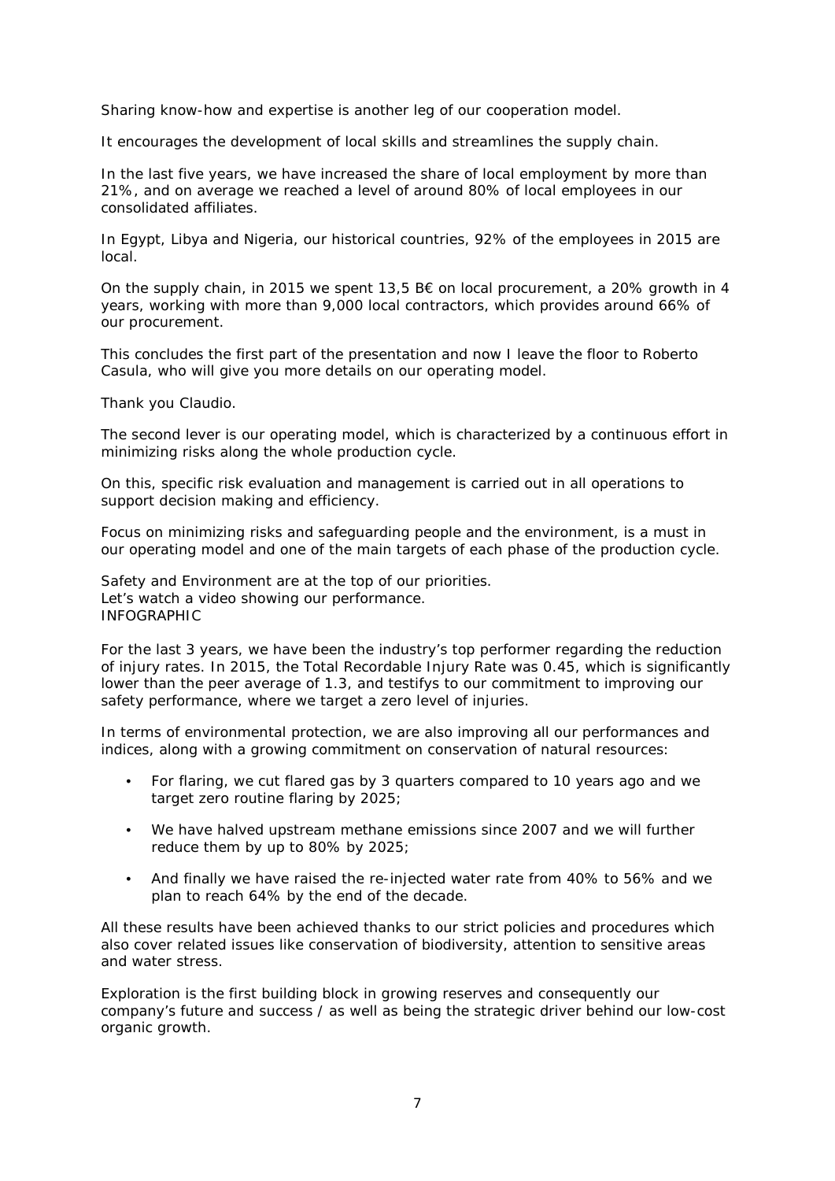Sharing know-how and expertise is another leg of our cooperation model.

It encourages the development of local skills and streamlines the supply chain.

In the last five years, we have increased the share of local employment by more than 21%, and on average we reached a level of around 80% of local employees in our consolidated affiliates.

In Egypt, Libya and Nigeria, our historical countries, 92% of the employees in 2015 are local.

On the supply chain, in 2015 we spent 13,5 B€ on local procurement, a 20% growth in 4 years, working with more than 9,000 local contractors, which provides around 66% of our procurement.

This concludes the first part of the presentation and now I leave the floor to Roberto Casula, who will give you more details on our operating model.

Thank you Claudio.

The second lever is our operating model, which is characterized by a continuous effort in minimizing risks along the whole production cycle.

On this, specific risk evaluation and management is carried out in all operations to support decision making and efficiency.

Focus on minimizing risks and safeguarding people and the environment, is a must in our operating model and one of the main targets of each phase of the production cycle.

Safety and Environment are at the top of our priorities.
Let's watch a video showing our performance.
INFOGRAPHIC

For the last 3 years, we have been the industry's top performer regarding the reduction of injury rates. In 2015, the Total Recordable Injury Rate was 0.45, which is significantly lower than the peer average of 1.3, and testifys to our commitment to improving our safety performance, where we target a zero level of injuries.

In terms of environmental protection, we are also improving all our performances and indices, along with a growing commitment on conservation of natural resources:

- For flaring, we cut flared gas by 3 quarters compared to 10 years ago and we target zero routine flaring by 2025;
- We have halved upstream methane emissions since 2007 and we will further reduce them by up to 80% by 2025;
- And finally we have raised the re-injected water rate from 40% to 56% and we plan to reach 64% by the end of the decade.

All these results have been achieved thanks to our strict policies and procedures which also cover related issues like conservation of biodiversity, attention to sensitive areas and water stress.

Exploration is the first building block in growing reserves and consequently our company's future and success / as well as being the strategic driver behind our low-cost organic growth.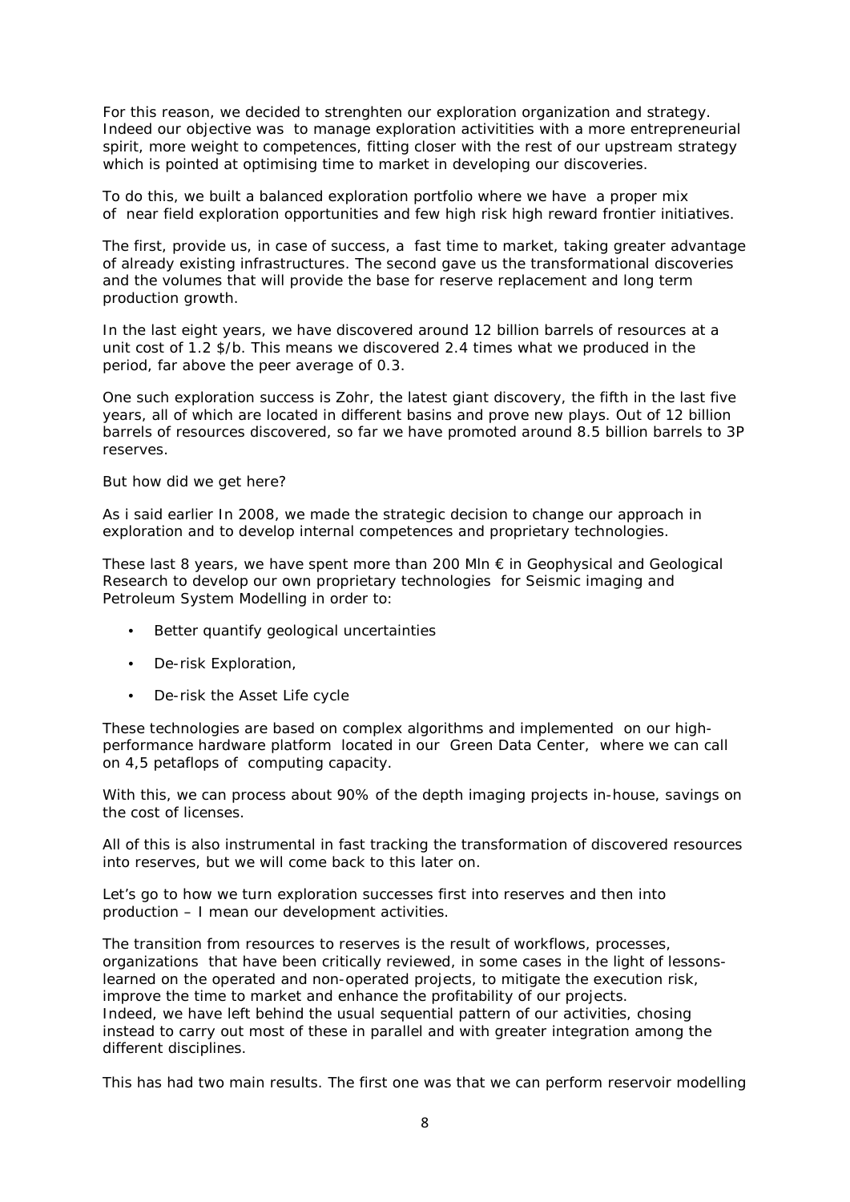For this reason, we decided to strenghten our exploration organization and strategy. Indeed our objective was to manage exploration activitities with a more entrepreneurial spirit, more weight to competences, fitting closer with the rest of our upstream strategy which is pointed at optimising time to market in developing our discoveries.

To do this, we built a balanced exploration portfolio where we have a proper mix of near field exploration opportunities and few high risk high reward frontier initiatives.

The first, provide us, in case of success, a fast time to market, taking greater advantage of already existing infrastructures. The second gave us the transformational discoveries and the volumes that will provide the base for reserve replacement and long term production growth.

In the last eight years, we have discovered around 12 billion barrels of resources at a unit cost of 1.2 $/b. This means we discovered 2.4 times what we produced in the period, far above the peer average of 0.3.

One such exploration success is Zohr, the latest giant discovery, the fifth in the last five years, all of which are located in different basins and prove new plays. Out of 12 billion barrels of resources discovered, so far we have promoted around 8.5 billion barrels to 3P reserves.

But how did we get here?

As i said earlier In 2008, we made the strategic decision to change our approach in exploration and to develop internal competences and proprietary technologies.

These last 8 years, we have spent more than 200 Mln € in Geophysical and Geological Research to develop our own proprietary technologies for Seismic imaging and Petroleum System Modelling in order to:

- Better quantify geological uncertainties
- De-risk Exploration,
- De-risk the Asset Life cycle

These technologies are based on complex algorithms and implemented on our high-performance hardware platform located in our Green Data Center, where we can call on 4,5 petaflops of computing capacity.

With this, we can process about 90% of the depth imaging projects in-house, savings on the cost of licenses.

All of this is also instrumental in fast tracking the transformation of discovered resources into reserves, but we will come back to this later on.

Let's go to how we turn exploration successes first into reserves and then into production – I mean our development activities.

The transition from resources to reserves is the result of workflows, processes, organizations that have been critically reviewed, in some cases in the light of lessons-learned on the operated and non-operated projects, to mitigate the execution risk, improve the time to market and enhance the profitability of our projects.
Indeed, we have left behind the usual sequential pattern of our activities, chosing instead to carry out most of these in parallel and with greater integration among the different disciplines.

This has had two main results. The first one was that we can perform reservoir modelling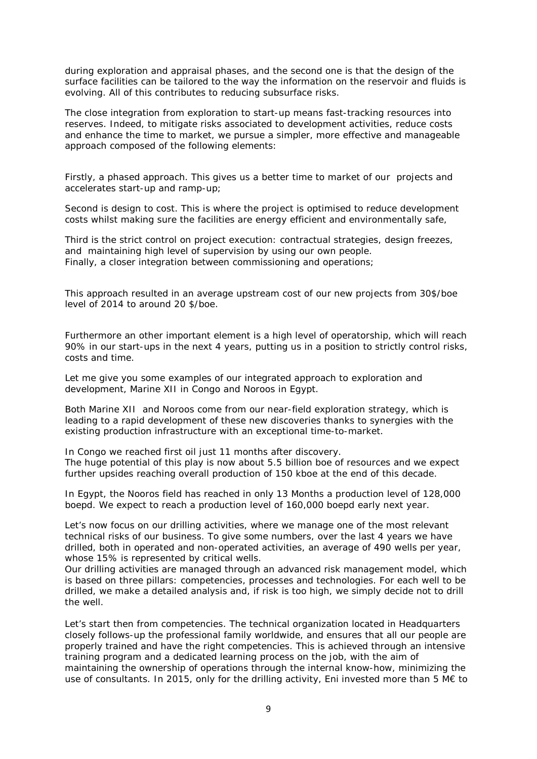during exploration and appraisal phases, and the second one is that the design of the surface facilities can be tailored to the way the information on the reservoir and fluids is evolving. All of this contributes to reducing subsurface risks.

The close integration from exploration to start-up means fast-tracking resources into reserves. Indeed, to mitigate risks associated to development activities, reduce costs and enhance the time to market, we pursue a simpler, more effective and manageable approach composed of the following elements:

Firstly, a phased approach. This gives us a better time to market of our projects and accelerates start-up and ramp-up;

Second is design to cost. This is where the project is optimised to reduce development costs whilst making sure the facilities are energy efficient and environmentally safe,

Third is the strict control on project execution: contractual strategies, design freezes, and maintaining high level of supervision by using our own people.
Finally, a closer integration between commissioning and operations;

This approach resulted in an average upstream cost of our new projects from 30$/boe level of 2014 to around 20 $/boe.

Furthermore an other important element is a high level of operatorship, which will reach 90% in our start-ups in the next 4 years, putting us in a position to strictly control risks, costs and time.

Let me give you some examples of our integrated approach to exploration and development, Marine XII in Congo and Noroos in Egypt.

Both Marine XII and Noroos come from our near-field exploration strategy, which is leading to a rapid development of these new discoveries thanks to synergies with the existing production infrastructure with an exceptional time-to-market.

In Congo we reached first oil just 11 months after discovery.
The huge potential of this play is now about 5.5 billion boe of resources and we expect further upsides reaching overall production of 150 kboe at the end of this decade.

In Egypt, the Nooros field has reached in only 13 Months a production level of 128,000 boepd. We expect to reach a production level of 160,000 boepd early next year.

Let's now focus on our drilling activities, where we manage one of the most relevant technical risks of our business. To give some numbers, over the last 4 years we have drilled, both in operated and non-operated activities, an average of 490 wells per year, whose 15% is represented by critical wells.
Our drilling activities are managed through an advanced risk management model, which is based on three pillars: competencies, processes and technologies. For each well to be drilled, we make a detailed analysis and, if risk is too high, we simply decide not to drill the well.

Let's start then from competencies. The technical organization located in Headquarters closely follows-up the professional family worldwide, and ensures that all our people are properly trained and have the right competencies. This is achieved through an intensive training program and a dedicated learning process on the job, with the aim of maintaining the ownership of operations through the internal know-how, minimizing the use of consultants. In 2015, only for the drilling activity, Eni invested more than 5 M€ to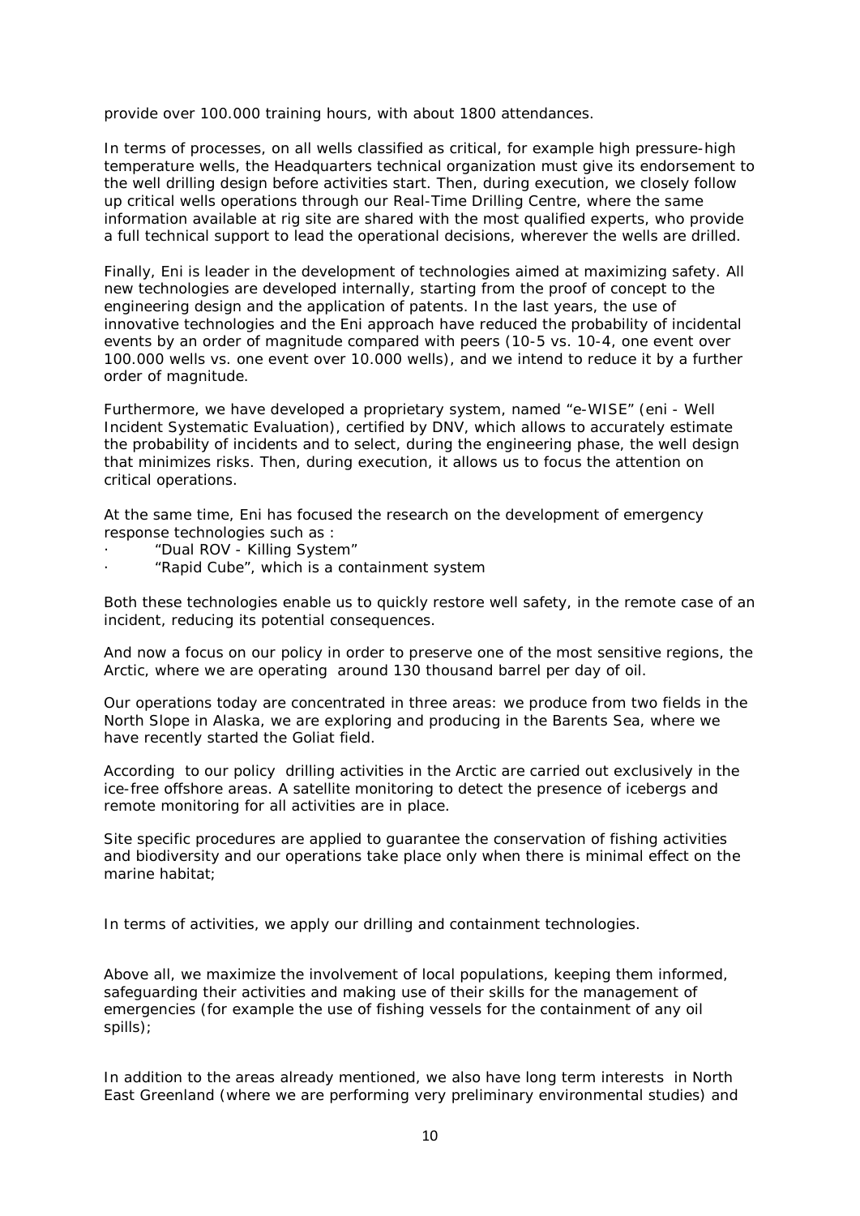provide over 100.000 training hours, with about 1800 attendances.

In terms of processes, on all wells classified as critical, for example high pressure-high temperature wells, the Headquarters technical organization must give its endorsement to the well drilling design before activities start. Then, during execution, we closely follow up critical wells operations through our Real-Time Drilling Centre, where the same information available at rig site are shared with the most qualified experts, who provide a full technical support to lead the operational decisions, wherever the wells are drilled.

Finally, Eni is leader in the development of technologies aimed at maximizing safety. All new technologies are developed internally, starting from the proof of concept to the engineering design and the application of patents. In the last years, the use of innovative technologies and the Eni approach have reduced the probability of incidental events by an order of magnitude compared with peers (10-5 vs. 10-4, one event over 100.000 wells vs. one event over 10.000 wells), and we intend to reduce it by a further order of magnitude.

Furthermore, we have developed a proprietary system, named "e-WISE" (eni - Well Incident Systematic Evaluation), certified by DNV, which allows to accurately estimate the probability of incidents and to select, during the engineering phase, the well design that minimizes risks. Then, during execution, it allows us to focus the attention on critical operations.

At the same time, Eni has focused the research on the development of emergency response technologies such as :

- "Dual ROV - Killing System"
- "Rapid Cube", which is a containment system

Both these technologies enable us to quickly restore well safety, in the remote case of an incident, reducing its potential consequences.

And now a focus on our policy in order to preserve one of the most sensitive regions, the Arctic, where we are operating around 130 thousand barrel per day of oil.

Our operations today are concentrated in three areas: we produce from two fields in the North Slope in Alaska, we are exploring and producing in the Barents Sea, where we have recently started the Goliat field.

According to our policy drilling activities in the Arctic are carried out exclusively in the ice-free offshore areas. A satellite monitoring to detect the presence of icebergs and remote monitoring for all activities are in place.

Site specific procedures are applied to guarantee the conservation of fishing activities and biodiversity and our operations take place only when there is minimal effect on the marine habitat;

In terms of activities, we apply our drilling and containment technologies.

Above all, we maximize the involvement of local populations, keeping them informed, safeguarding their activities and making use of their skills for the management of emergencies (for example the use of fishing vessels for the containment of any oil spills);

In addition to the areas already mentioned, we also have long term interests in North East Greenland (where we are performing very preliminary environmental studies) and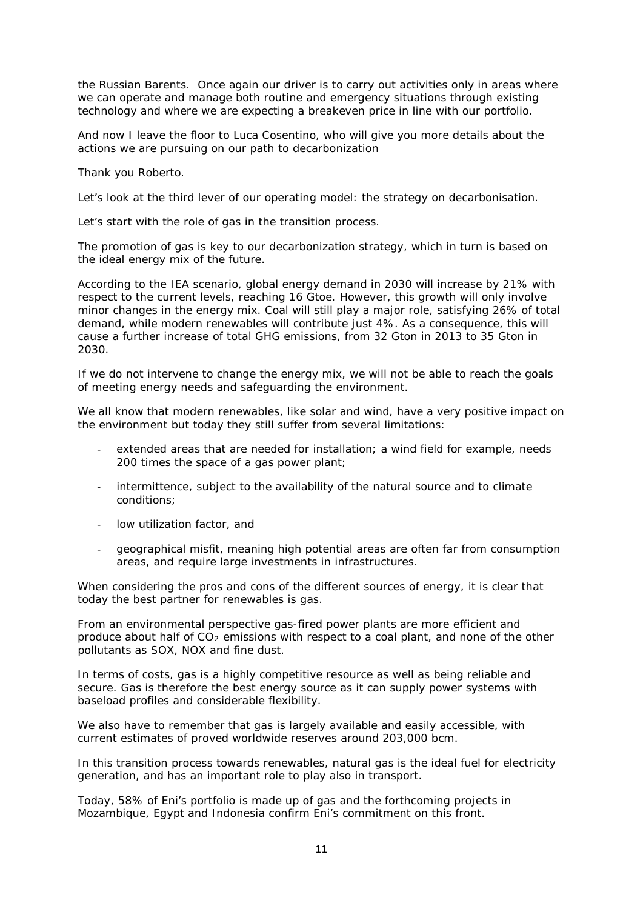the Russian Barents. Once again our driver is to carry out activities only in areas where we can operate and manage both routine and emergency situations through existing technology and where we are expecting a breakeven price in line with our portfolio.

And now I leave the floor to Luca Cosentino, who will give you more details about the actions we are pursuing on our path to decarbonization

Thank you Roberto.

Let's look at the third lever of our operating model: the strategy on decarbonisation.

Let's start with the role of gas in the transition process.

The promotion of gas is key to our decarbonization strategy, which in turn is based on the ideal energy mix of the future.

According to the IEA scenario, global energy demand in 2030 will increase by 21% with respect to the current levels, reaching 16 Gtoe. However, this growth will only involve minor changes in the energy mix. Coal will still play a major role, satisfying 26% of total demand, while modern renewables will contribute just 4%. As a consequence, this will cause a further increase of total GHG emissions, from 32 Gton in 2013 to 35 Gton in 2030.

If we do not intervene to change the energy mix, we will not be able to reach the goals of meeting energy needs and safeguarding the environment.

We all know that modern renewables, like solar and wind, have a very positive impact on the environment but today they still suffer from several limitations:

- extended areas that are needed for installation; a wind field for example, needs 200 times the space of a gas power plant;
- intermittence, subject to the availability of the natural source and to climate conditions;
- low utilization factor, and
- geographical misfit, meaning high potential areas are often far from consumption areas, and require large investments in infrastructures.

When considering the pros and cons of the different sources of energy, it is clear that today the best partner for renewables is gas.

From an environmental perspective gas-fired power plants are more efficient and produce about half of $CO_2$ emissions with respect to a coal plant, and none of the other pollutants as SOX, NOX and fine dust.

In terms of costs, gas is a highly competitive resource as well as being reliable and secure. Gas is therefore the best energy source as it can supply power systems with baseload profiles and considerable flexibility.

We also have to remember that gas is largely available and easily accessible, with current estimates of proved worldwide reserves around 203,000 bcm.

In this transition process towards renewables, natural gas is the ideal fuel for electricity generation, and has an important role to play also in transport.

Today, 58% of Eni's portfolio is made up of gas and the forthcoming projects in Mozambique, Egypt and Indonesia confirm Eni's commitment on this front.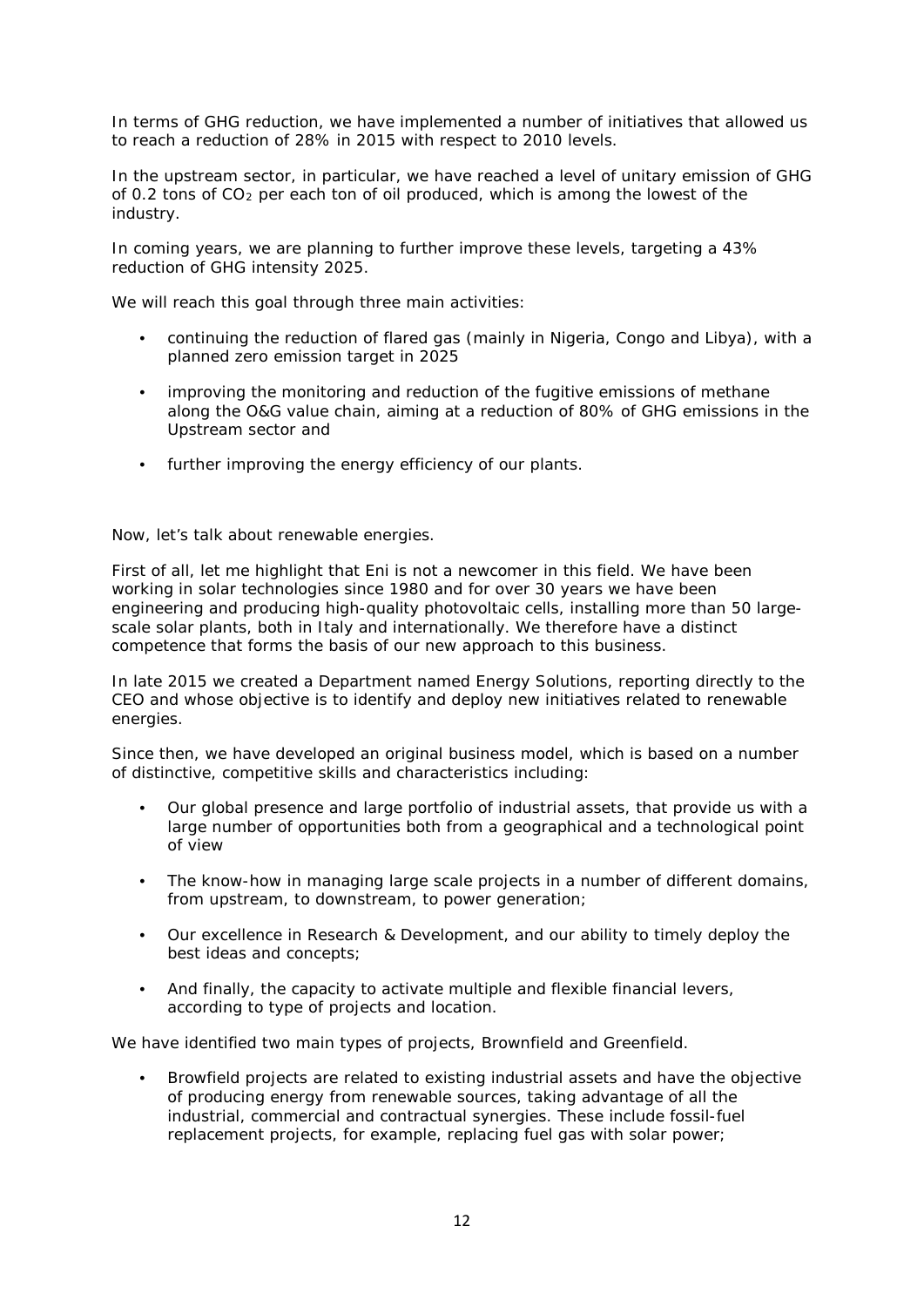In terms of GHG reduction, we have implemented a number of initiatives that allowed us to reach a reduction of 28% in 2015 with respect to 2010 levels.

In the upstream sector, in particular, we have reached a level of unitary emission of GHG of 0.2 tons of $CO_2$ per each ton of oil produced, which is among the lowest of the industry.

In coming years, we are planning to further improve these levels, targeting a 43% reduction of GHG intensity 2025.

We will reach this goal through three main activities:

- continuing the reduction of flared gas (mainly in Nigeria, Congo and Libya), with a planned zero emission target in 2025
- improving the monitoring and reduction of the fugitive emissions of methane along the O&G value chain, aiming at a reduction of 80% of GHG emissions in the Upstream sector and
- further improving the energy efficiency of our plants.

Now, let's talk about renewable energies.

First of all, let me highlight that Eni is not a newcomer in this field. We have been working in solar technologies since 1980 and for over 30 years we have been engineering and producing high-quality photovoltaic cells, installing more than 50 large-scale solar plants, both in Italy and internationally. We therefore have a distinct competence that forms the basis of our new approach to this business.

In late 2015 we created a Department named Energy Solutions, reporting directly to the CEO and whose objective is to identify and deploy new initiatives related to renewable energies.

Since then, we have developed an original business model, which is based on a number of distinctive, competitive skills and characteristics including:

- Our global presence and large portfolio of industrial assets, that provide us with a large number of opportunities both from a geographical and a technological point of view
- The know-how in managing large scale projects in a number of different domains, from upstream, to downstream, to power generation;
- Our excellence in Research & Development, and our ability to timely deploy the best ideas and concepts;
- And finally, the capacity to activate multiple and flexible financial levers, according to type of projects and location.

We have identified two main types of projects, Brownfield and Greenfield.

- Browfield projects are related to existing industrial assets and have the objective of producing energy from renewable sources, taking advantage of all the industrial, commercial and contractual synergies. These include fossil-fuel replacement projects, for example, replacing fuel gas with solar power;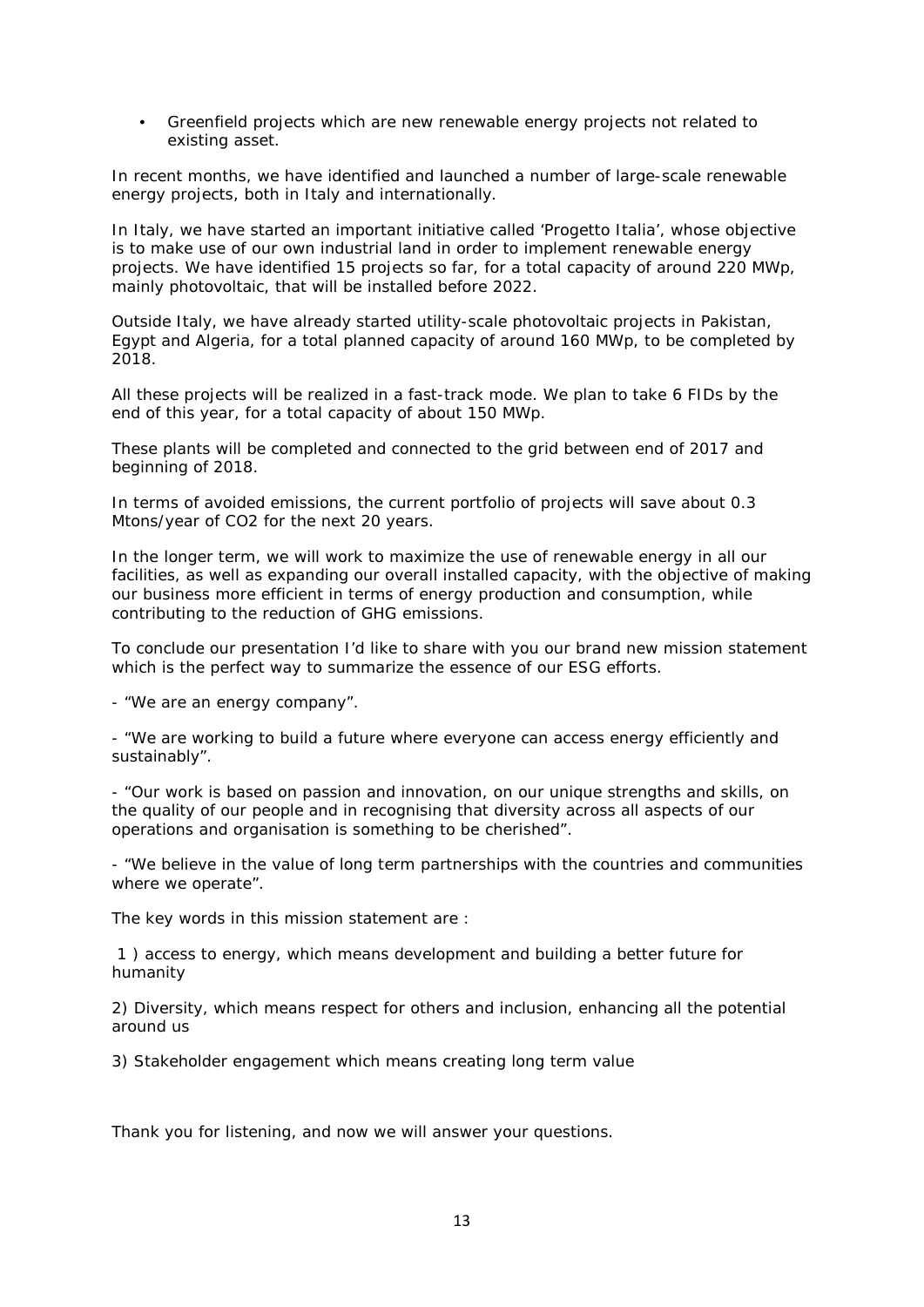- Greenfield projects which are new renewable energy projects not related to existing asset.

In recent months, we have identified and launched a number of large-scale renewable energy projects, both in Italy and internationally.

In Italy, we have started an important initiative called 'Progetto Italia', whose objective is to make use of our own industrial land in order to implement renewable energy projects. We have identified 15 projects so far, for a total capacity of around 220 MWp, mainly photovoltaic, that will be installed before 2022.

Outside Italy, we have already started utility-scale photovoltaic projects in Pakistan, Egypt and Algeria, for a total planned capacity of around 160 MWp, to be completed by 2018.

All these projects will be realized in a fast-track mode. We plan to take 6 FIDs by the end of this year, for a total capacity of about 150 MWp.

These plants will be completed and connected to the grid between end of 2017 and beginning of 2018.

In terms of avoided emissions, the current portfolio of projects will save about 0.3 Mtons/year of $CO_2$ for the next 20 years.

In the longer term, we will work to maximize the use of renewable energy in all our facilities, as well as expanding our overall installed capacity, with the objective of making our business more efficient in terms of energy production and consumption, while contributing to the reduction of GHG emissions.

To conclude our presentation I'd like to share with you our brand new mission statement which is the perfect way to summarize the essence of our ESG efforts.

- "We are an energy company".

- "We are working to build a future where everyone can access energy efficiently and sustainably".

- "Our work is based on passion and innovation, on our unique strengths and skills, on the quality of our people and in recognising that diversity across all aspects of our operations and organisation is something to be cherished".

- "We believe in the value of long term partnerships with the countries and communities where we operate".

The key words in this mission statement are :

1 ) access to energy, which means development and building a better future for humanity

2) Diversity, which means respect for others and inclusion, enhancing all the potential around us

3) Stakeholder engagement which means creating long term value

Thank you for listening, and now we will answer your questions.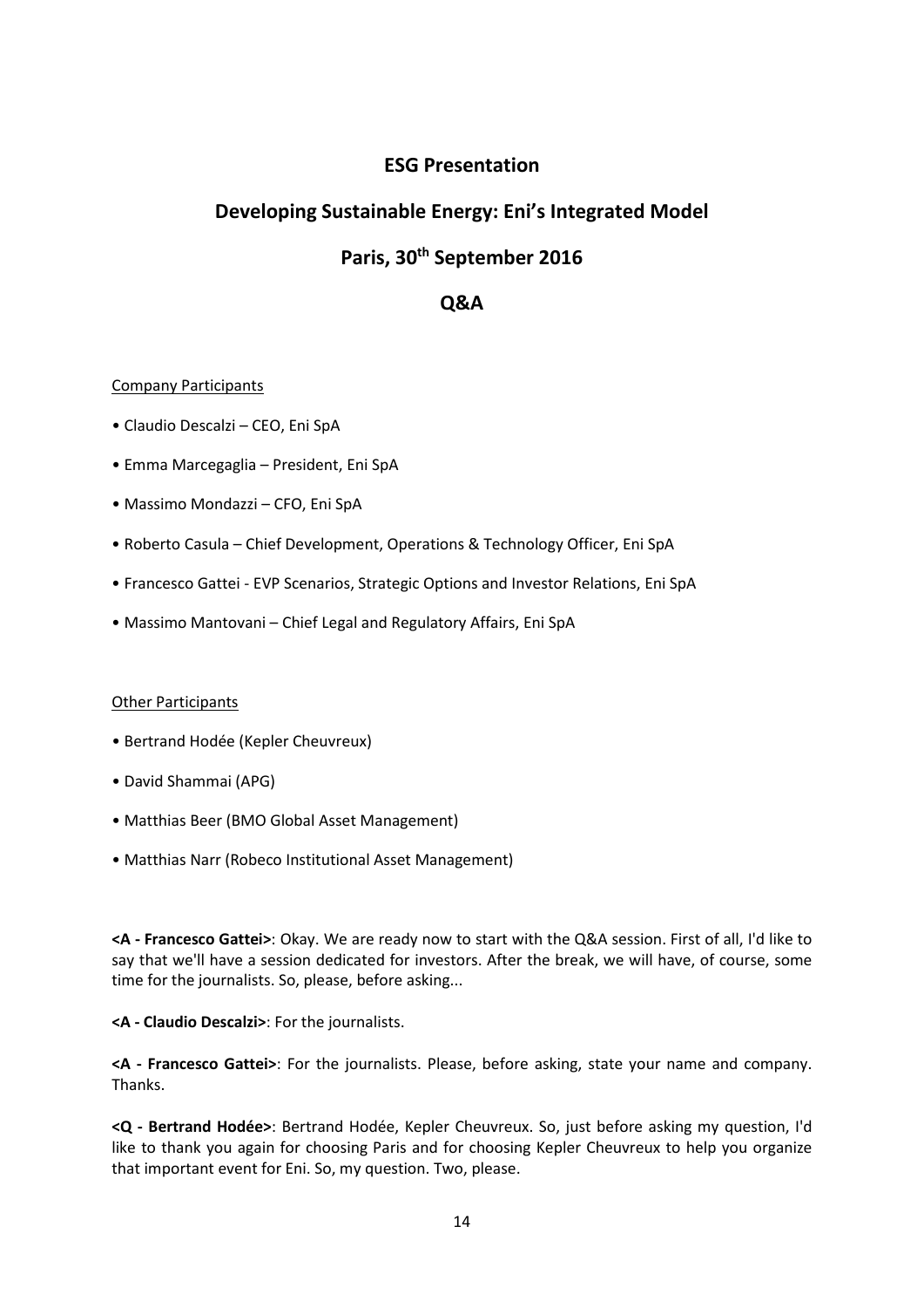# ESG Presentation

# Developing Sustainable Energy: Eni's Integrated Model

# Paris, 30th September 2016

# Q&A

Company Participants

- Claudio Descalzi – CEO, Eni SpA
- Emma Marcegaglia – President, Eni SpA
- Massimo Mondazzi – CFO, Eni SpA
- Roberto Casula – Chief Development, Operations & Technology Officer, Eni SpA
- Francesco Gattei - EVP Scenarios, Strategic Options and Investor Relations, Eni SpA
- Massimo Mantovani – Chief Legal and Regulatory Affairs, Eni SpA

Other Participants

- Bertrand Hodée (Kepler Cheuvreux)
- David Shammai (APG)
- Matthias Beer (BMO Global Asset Management)
- Matthias Narr (Robeco Institutional Asset Management)

**<A - Francesco Gattei>**: Okay. We are ready now to start with the Q&A session. First of all, I'd like to say that we'll have a session dedicated for investors. After the break, we will have, of course, some time for the journalists. So, please, before asking...

**<A - Claudio Descalzi>**: For the journalists.

**<A - Francesco Gattei>**: For the journalists. Please, before asking, state your name and company. Thanks.

**<Q - Bertrand Hodée>**: Bertrand Hodée, Kepler Cheuvreux. So, just before asking my question, I'd like to thank you again for choosing Paris and for choosing Kepler Cheuvreux to help you organize that important event for Eni. So, my question. Two, please.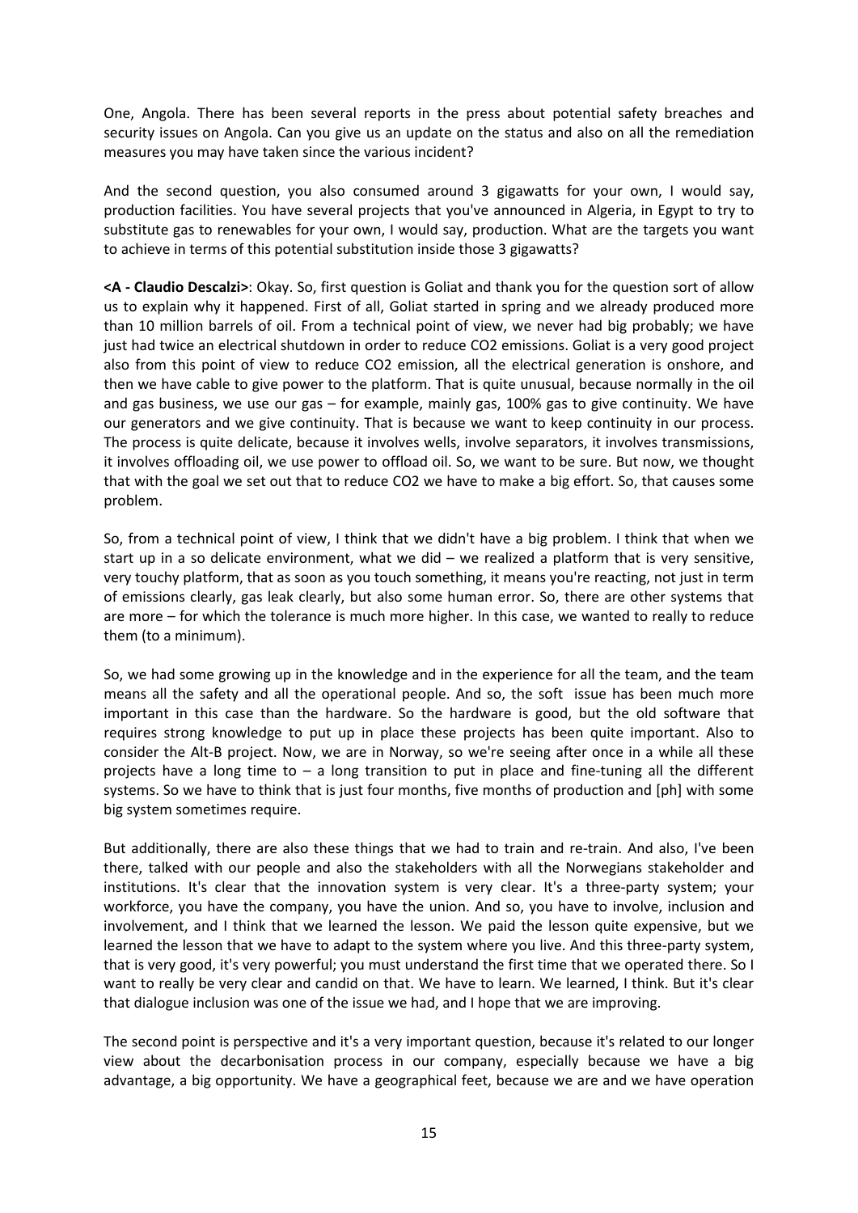One, Angola. There has been several reports in the press about potential safety breaches and security issues on Angola. Can you give us an update on the status and also on all the remediation measures you may have taken since the various incident?

And the second question, you also consumed around 3 gigawatts for your own, I would say, production facilities. You have several projects that you've announced in Algeria, in Egypt to try to substitute gas to renewables for your own, I would say, production. What are the targets you want to achieve in terms of this potential substitution inside those 3 gigawatts?

**<A - Claudio Descalzi>**: Okay. So, first question is Goliat and thank you for the question sort of allow us to explain why it happened. First of all, Goliat started in spring and we already produced more than 10 million barrels of oil. From a technical point of view, we never had big probably; we have just had twice an electrical shutdown in order to reduce $CO_2$ emissions. Goliat is a very good project also from this point of view to reduce $CO_2$ emission, all the electrical generation is onshore, and then we have cable to give power to the platform. That is quite unusual, because normally in the oil and gas business, we use our gas – for example, mainly gas, 100% gas to give continuity. We have our generators and we give continuity. That is because we want to keep continuity in our process. The process is quite delicate, because it involves wells, involve separators, it involves transmissions, it involves offloading oil, we use power to offload oil. So, we want to be sure. But now, we thought that with the goal we set out that to reduce $CO_2$ we have to make a big effort. So, that causes some problem.

So, from a technical point of view, I think that we didn't have a big problem. I think that when we start up in a so delicate environment, what we did – we realized a platform that is very sensitive, very touchy platform, that as soon as you touch something, it means you're reacting, not just in term of emissions clearly, gas leak clearly, but also some human error. So, there are other systems that are more – for which the tolerance is much more higher. In this case, we wanted to really to reduce them (to a minimum).

So, we had some growing up in the knowledge and in the experience for all the team, and the team means all the safety and all the operational people. And so, the soft issue has been much more important in this case than the hardware. So the hardware is good, but the old software that requires strong knowledge to put up in place these projects has been quite important. Also to consider the Alt-B project. Now, we are in Norway, so we're seeing after once in a while all these projects have a long time to – a long transition to put in place and fine-tuning all the different systems. So we have to think that is just four months, five months of production and [ph] with some big system sometimes require.

But additionally, there are also these things that we had to train and re-train. And also, I've been there, talked with our people and also the stakeholders with all the Norwegians stakeholder and institutions. It's clear that the innovation system is very clear. It's a three-party system; your workforce, you have the company, you have the union. And so, you have to involve, inclusion and involvement, and I think that we learned the lesson. We paid the lesson quite expensive, but we learned the lesson that we have to adapt to the system where you live. And this three-party system, that is very good, it's very powerful; you must understand the first time that we operated there. So I want to really be very clear and candid on that. We have to learn. We learned, I think. But it's clear that dialogue inclusion was one of the issue we had, and I hope that we are improving.

The second point is perspective and it's a very important question, because it's related to our longer view about the decarbonisation process in our company, especially because we have a big advantage, a big opportunity. We have a geographical feet, because we are and we have operation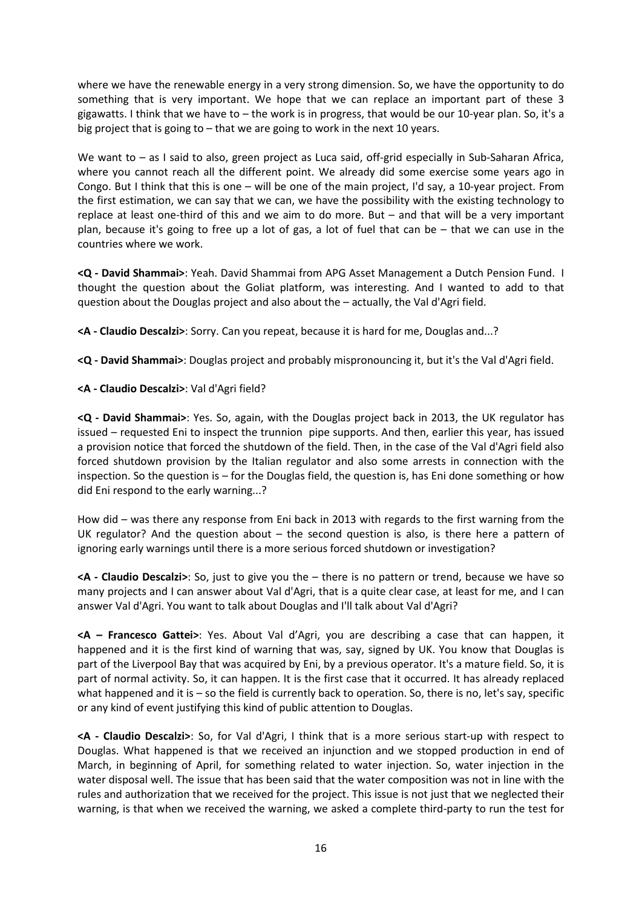where we have the renewable energy in a very strong dimension. So, we have the opportunity to do something that is very important. We hope that we can replace an important part of these 3 gigawatts. I think that we have to – the work is in progress, that would be our 10-year plan. So, it's a big project that is going to – that we are going to work in the next 10 years.

We want to – as I said to also, green project as Luca said, off-grid especially in Sub-Saharan Africa, where you cannot reach all the different point. We already did some exercise some years ago in Congo. But I think that this is one – will be one of the main project, I'd say, a 10-year project. From the first estimation, we can say that we can, we have the possibility with the existing technology to replace at least one-third of this and we aim to do more. But – and that will be a very important plan, because it's going to free up a lot of gas, a lot of fuel that can be – that we can use in the countries where we work.

**<Q - David Shammai>**: Yeah. David Shammai from APG Asset Management a Dutch Pension Fund. I thought the question about the Goliat platform, was interesting. And I wanted to add to that question about the Douglas project and also about the – actually, the Val d'Agri field.

**<A - Claudio Descalzi>**: Sorry. Can you repeat, because it is hard for me, Douglas and...?

**<Q - David Shammai>**: Douglas project and probably mispronouncing it, but it's the Val d'Agri field.

**<A - Claudio Descalzi>**: Val d'Agri field?

**<Q - David Shammai>**: Yes. So, again, with the Douglas project back in 2013, the UK regulator has issued – requested Eni to inspect the trunnion pipe supports. And then, earlier this year, has issued a provision notice that forced the shutdown of the field. Then, in the case of the Val d'Agri field also forced shutdown provision by the Italian regulator and also some arrests in connection with the inspection. So the question is – for the Douglas field, the question is, has Eni done something or how did Eni respond to the early warning...?

How did – was there any response from Eni back in 2013 with regards to the first warning from the UK regulator? And the question about – the second question is also, is there here a pattern of ignoring early warnings until there is a more serious forced shutdown or investigation?

**<A - Claudio Descalzi>**: So, just to give you the – there is no pattern or trend, because we have so many projects and I can answer about Val d'Agri, that is a quite clear case, at least for me, and I can answer Val d'Agri. You want to talk about Douglas and I'll talk about Val d'Agri?

**<A – Francesco Gattei>**: Yes. About Val d'Agri, you are describing a case that can happen, it happened and it is the first kind of warning that was, say, signed by UK. You know that Douglas is part of the Liverpool Bay that was acquired by Eni, by a previous operator. It's a mature field. So, it is part of normal activity. So, it can happen. It is the first case that it occurred. It has already replaced what happened and it is – so the field is currently back to operation. So, there is no, let's say, specific or any kind of event justifying this kind of public attention to Douglas.

**<A - Claudio Descalzi>**: So, for Val d'Agri, I think that is a more serious start-up with respect to Douglas. What happened is that we received an injunction and we stopped production in end of March, in beginning of April, for something related to water injection. So, water injection in the water disposal well. The issue that has been said that the water composition was not in line with the rules and authorization that we received for the project. This issue is not just that we neglected their warning, is that when we received the warning, we asked a complete third-party to run the test for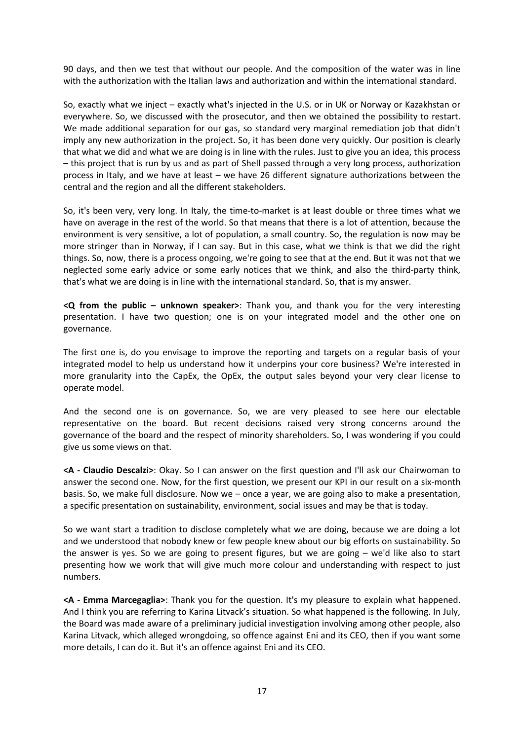90 days, and then we test that without our people. And the composition of the water was in line with the authorization with the Italian laws and authorization and within the international standard.

So, exactly what we inject – exactly what's injected in the U.S. or in UK or Norway or Kazakhstan or everywhere. So, we discussed with the prosecutor, and then we obtained the possibility to restart. We made additional separation for our gas, so standard very marginal remediation job that didn't imply any new authorization in the project. So, it has been done very quickly. Our position is clearly that what we did and what we are doing is in line with the rules. Just to give you an idea, this process – this project that is run by us and as part of Shell passed through a very long process, authorization process in Italy, and we have at least – we have 26 different signature authorizations between the central and the region and all the different stakeholders.

So, it's been very, very long. In Italy, the time-to-market is at least double or three times what we have on average in the rest of the world. So that means that there is a lot of attention, because the environment is very sensitive, a lot of population, a small country. So, the regulation is now may be more stringer than in Norway, if I can say. But in this case, what we think is that we did the right things. So, now, there is a process ongoing, we're going to see that at the end. But it was not that we neglected some early advice or some early notices that we think, and also the third-party think, that's what we are doing is in line with the international standard. So, that is my answer.

**<Q from the public – unknown speaker>**: Thank you, and thank you for the very interesting presentation. I have two question; one is on your integrated model and the other one on governance.

The first one is, do you envisage to improve the reporting and targets on a regular basis of your integrated model to help us understand how it underpins your core business? We're interested in more granularity into the CapEx, the OpEx, the output sales beyond your very clear license to operate model.

And the second one is on governance. So, we are very pleased to see here our electable representative on the board. But recent decisions raised very strong concerns around the governance of the board and the respect of minority shareholders. So, I was wondering if you could give us some views on that.

**<A - Claudio Descalzi>**: Okay. So I can answer on the first question and I'll ask our Chairwoman to answer the second one. Now, for the first question, we present our KPI in our result on a six-month basis. So, we make full disclosure. Now we – once a year, we are going also to make a presentation, a specific presentation on sustainability, environment, social issues and may be that is today.

So we want start a tradition to disclose completely what we are doing, because we are doing a lot and we understood that nobody knew or few people knew about our big efforts on sustainability. So the answer is yes. So we are going to present figures, but we are going – we'd like also to start presenting how we work that will give much more colour and understanding with respect to just numbers.

**<A - Emma Marcegaglia>**: Thank you for the question. It's my pleasure to explain what happened. And I think you are referring to Karina Litvack's situation. So what happened is the following. In July, the Board was made aware of a preliminary judicial investigation involving among other people, also Karina Litvack, which alleged wrongdoing, so offence against Eni and its CEO, then if you want some more details, I can do it. But it's an offence against Eni and its CEO.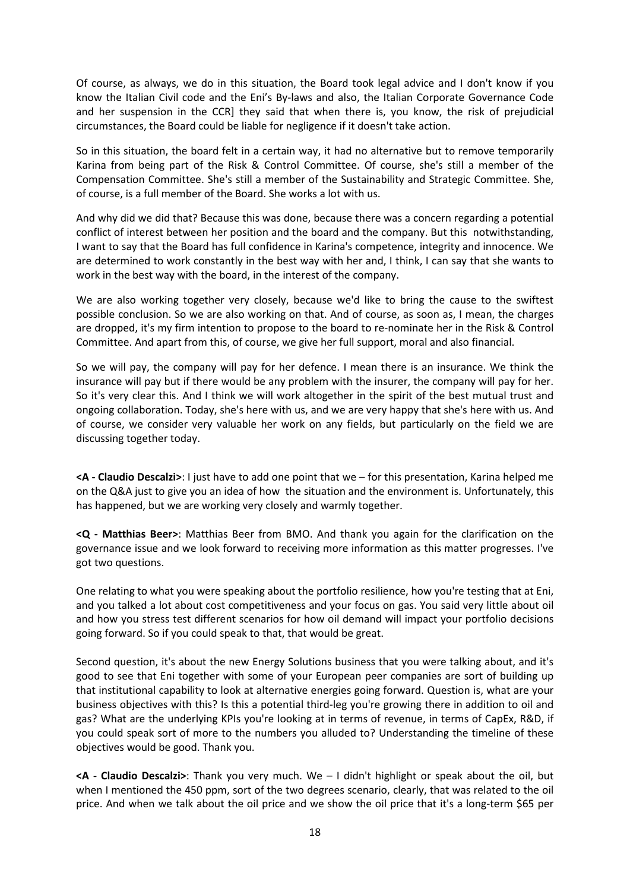Of course, as always, we do in this situation, the Board took legal advice and I don't know if you know the Italian Civil code and the Eni's By-laws and also, the Italian Corporate Governance Code and her suspension in the CCR] they said that when there is, you know, the risk of prejudicial circumstances, the Board could be liable for negligence if it doesn't take action.

So in this situation, the board felt in a certain way, it had no alternative but to remove temporarily Karina from being part of the Risk & Control Committee. Of course, she's still a member of the Compensation Committee. She's still a member of the Sustainability and Strategic Committee. She, of course, is a full member of the Board. She works a lot with us.

And why did we did that? Because this was done, because there was a concern regarding a potential conflict of interest between her position and the board and the company. But this notwithstanding, I want to say that the Board has full confidence in Karina's competence, integrity and innocence. We are determined to work constantly in the best way with her and, I think, I can say that she wants to work in the best way with the board, in the interest of the company.

We are also working together very closely, because we'd like to bring the cause to the swiftest possible conclusion. So we are also working on that. And of course, as soon as, I mean, the charges are dropped, it's my firm intention to propose to the board to re-nominate her in the Risk & Control Committee. And apart from this, of course, we give her full support, moral and also financial.

So we will pay, the company will pay for her defence. I mean there is an insurance. We think the insurance will pay but if there would be any problem with the insurer, the company will pay for her. So it's very clear this. And I think we will work altogether in the spirit of the best mutual trust and ongoing collaboration. Today, she's here with us, and we are very happy that she's here with us. And of course, we consider very valuable her work on any fields, but particularly on the field we are discussing together today.

**<A - Claudio Descalzi>**: I just have to add one point that we – for this presentation, Karina helped me on the Q&A just to give you an idea of how the situation and the environment is. Unfortunately, this has happened, but we are working very closely and warmly together.

**<Q - Matthias Beer>**: Matthias Beer from BMO. And thank you again for the clarification on the governance issue and we look forward to receiving more information as this matter progresses. I've got two questions.

One relating to what you were speaking about the portfolio resilience, how you're testing that at Eni, and you talked a lot about cost competitiveness and your focus on gas. You said very little about oil and how you stress test different scenarios for how oil demand will impact your portfolio decisions going forward. So if you could speak to that, that would be great.

Second question, it's about the new Energy Solutions business that you were talking about, and it's good to see that Eni together with some of your European peer companies are sort of building up that institutional capability to look at alternative energies going forward. Question is, what are your business objectives with this? Is this a potential third-leg you're growing there in addition to oil and gas? What are the underlying KPIs you're looking at in terms of revenue, in terms of CapEx, R&D, if you could speak sort of more to the numbers you alluded to? Understanding the timeline of these objectives would be good. Thank you.

**<A - Claudio Descalzi>**: Thank you very much. We – I didn't highlight or speak about the oil, but when I mentioned the 450 ppm, sort of the two degrees scenario, clearly, that was related to the oil price. And when we talk about the oil price and we show the oil price that it's a long-term $65 per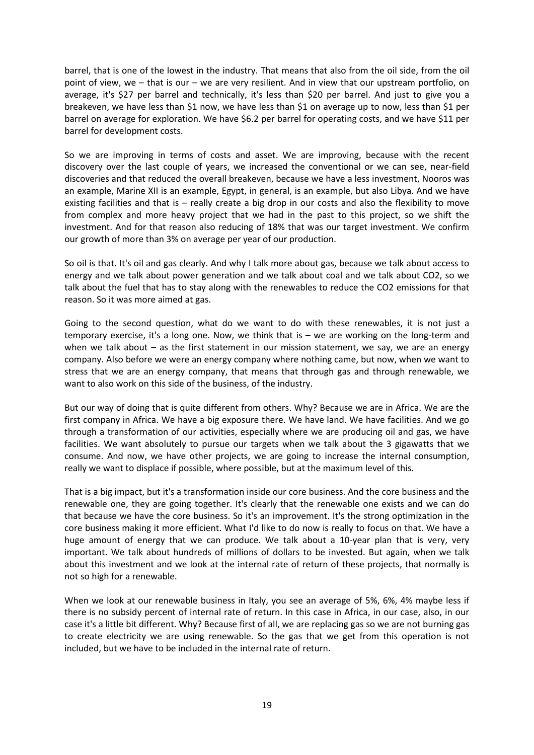barrel, that is one of the lowest in the industry. That means that also from the oil side, from the oil point of view, we – that is our – we are very resilient. And in view that our upstream portfolio, on average, it's \$27 per barrel and technically, it's less than \$20 per barrel. And just to give you a breakeven, we have less than \$1 now, we have less than \$1 on average up to now, less than \$1 per barrel on average for exploration. We have \$6.2 per barrel for operating costs, and we have \$11 per barrel for development costs.

So we are improving in terms of costs and asset. We are improving, because with the recent discovery over the last couple of years, we increased the conventional or we can see, near-field discoveries and that reduced the overall breakeven, because we have a less investment, Nooros was an example, Marine XII is an example, Egypt, in general, is an example, but also Libya. And we have existing facilities and that is – really create a big drop in our costs and also the flexibility to move from complex and more heavy project that we had in the past to this project, so we shift the investment. And for that reason also reducing of 18% that was our target investment. We confirm our growth of more than 3% on average per year of our production.

So oil is that. It's oil and gas clearly. And why I talk more about gas, because we talk about access to energy and we talk about power generation and we talk about coal and we talk about $CO_2$, so we talk about the fuel that has to stay along with the renewables to reduce the $CO_2$ emissions for that reason. So it was more aimed at gas.

Going to the second question, what do we want to do with these renewables, it is not just a temporary exercise, it's a long one. Now, we think that is – we are working on the long-term and when we talk about – as the first statement in our mission statement, we say, we are an energy company. Also before we were an energy company where nothing came, but now, when we want to stress that we are an energy company, that means that through gas and through renewable, we want to also work on this side of the business, of the industry.

But our way of doing that is quite different from others. Why? Because we are in Africa. We are the first company in Africa. We have a big exposure there. We have land. We have facilities. And we go through a transformation of our activities, especially where we are producing oil and gas, we have facilities. We want absolutely to pursue our targets when we talk about the 3 gigawatts that we consume. And now, we have other projects, we are going to increase the internal consumption, really we want to displace if possible, where possible, but at the maximum level of this.

That is a big impact, but it's a transformation inside our core business. And the core business and the renewable one, they are going together. It's clearly that the renewable one exists and we can do that because we have the core business. So it's an improvement. It's the strong optimization in the core business making it more efficient. What I'd like to do now is really to focus on that. We have a huge amount of energy that we can produce. We talk about a 10-year plan that is very, very important. We talk about hundreds of millions of dollars to be invested. But again, when we talk about this investment and we look at the internal rate of return of these projects, that normally is not so high for a renewable.

When we look at our renewable business in Italy, you see an average of 5%, 6%, 4% maybe less if there is no subsidy percent of internal rate of return. In this case in Africa, in our case, also, in our case it's a little bit different. Why? Because first of all, we are replacing gas so we are not burning gas to create electricity we are using renewable. So the gas that we get from this operation is not included, but we have to be included in the internal rate of return.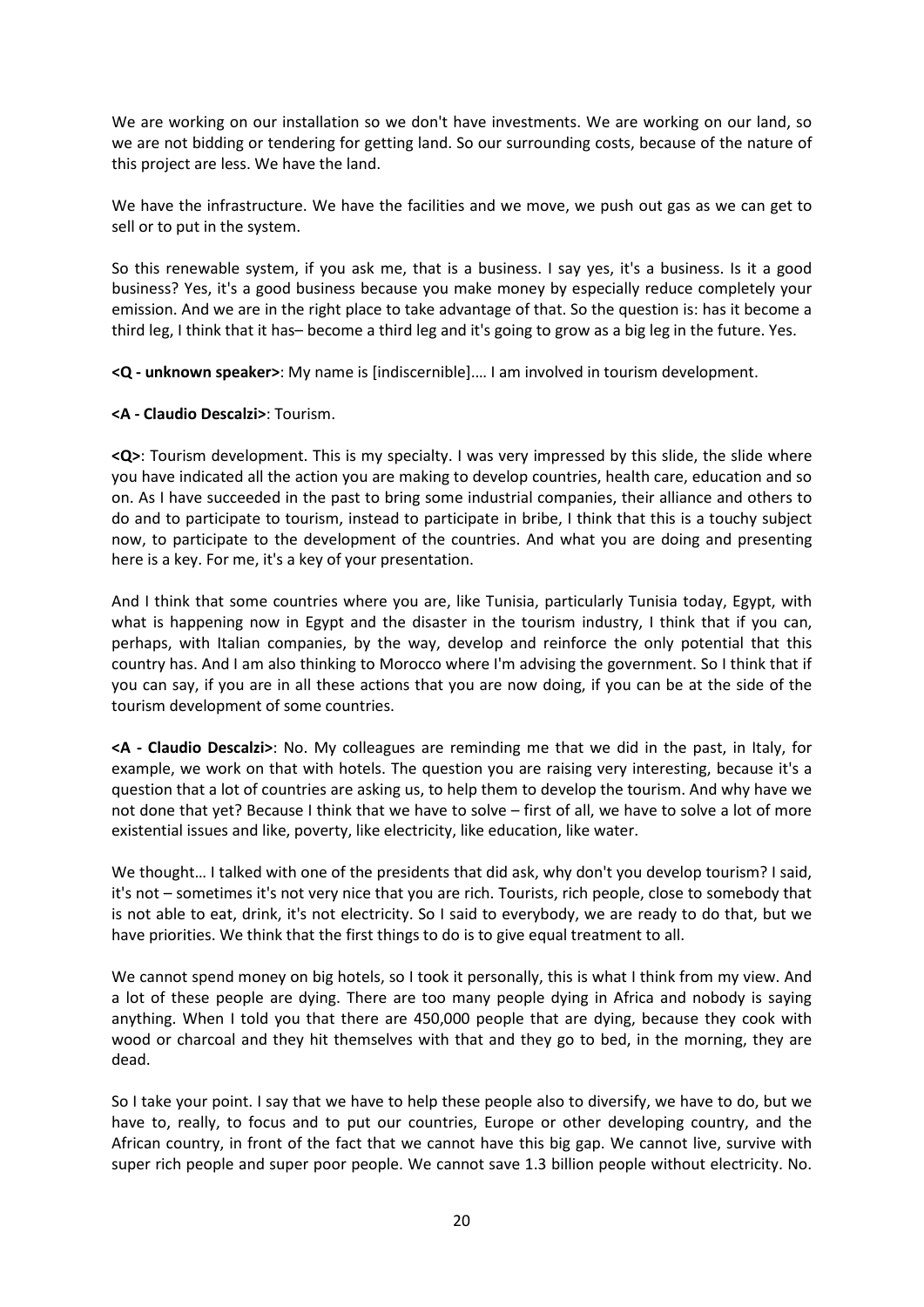We are working on our installation so we don't have investments. We are working on our land, so we are not bidding or tendering for getting land. So our surrounding costs, because of the nature of this project are less. We have the land.

We have the infrastructure. We have the facilities and we move, we push out gas as we can get to sell or to put in the system.

So this renewable system, if you ask me, that is a business. I say yes, it's a business. Is it a good business? Yes, it's a good business because you make money by especially reduce completely your emission. And we are in the right place to take advantage of that. So the question is: has it become a third leg, I think that it has– become a third leg and it's going to grow as a big leg in the future. Yes.

**<Q - unknown speaker>**: My name is [indiscernible]…. I am involved in tourism development.

**<A - Claudio Descalzi>**: Tourism.

**<Q>**: Tourism development. This is my specialty. I was very impressed by this slide, the slide where you have indicated all the action you are making to develop countries, health care, education and so on. As I have succeeded in the past to bring some industrial companies, their alliance and others to do and to participate to tourism, instead to participate in bribe, I think that this is a touchy subject now, to participate to the development of the countries. And what you are doing and presenting here is a key. For me, it's a key of your presentation.

And I think that some countries where you are, like Tunisia, particularly Tunisia today, Egypt, with what is happening now in Egypt and the disaster in the tourism industry, I think that if you can, perhaps, with Italian companies, by the way, develop and reinforce the only potential that this country has. And I am also thinking to Morocco where I'm advising the government. So I think that if you can say, if you are in all these actions that you are now doing, if you can be at the side of the tourism development of some countries.

**<A - Claudio Descalzi>**: No. My colleagues are reminding me that we did in the past, in Italy, for example, we work on that with hotels. The question you are raising very interesting, because it's a question that a lot of countries are asking us, to help them to develop the tourism. And why have we not done that yet? Because I think that we have to solve – first of all, we have to solve a lot of more existential issues and like, poverty, like electricity, like education, like water.

We thought… I talked with one of the presidents that did ask, why don't you develop tourism? I said, it's not – sometimes it's not very nice that you are rich. Tourists, rich people, close to somebody that is not able to eat, drink, it's not electricity. So I said to everybody, we are ready to do that, but we have priorities. We think that the first things to do is to give equal treatment to all.

We cannot spend money on big hotels, so I took it personally, this is what I think from my view. And a lot of these people are dying. There are too many people dying in Africa and nobody is saying anything. When I told you that there are 450,000 people that are dying, because they cook with wood or charcoal and they hit themselves with that and they go to bed, in the morning, they are dead.

So I take your point. I say that we have to help these people also to diversify, we have to do, but we have to, really, to focus and to put our countries, Europe or other developing country, and the African country, in front of the fact that we cannot have this big gap. We cannot live, survive with super rich people and super poor people. We cannot save 1.3 billion people without electricity. No.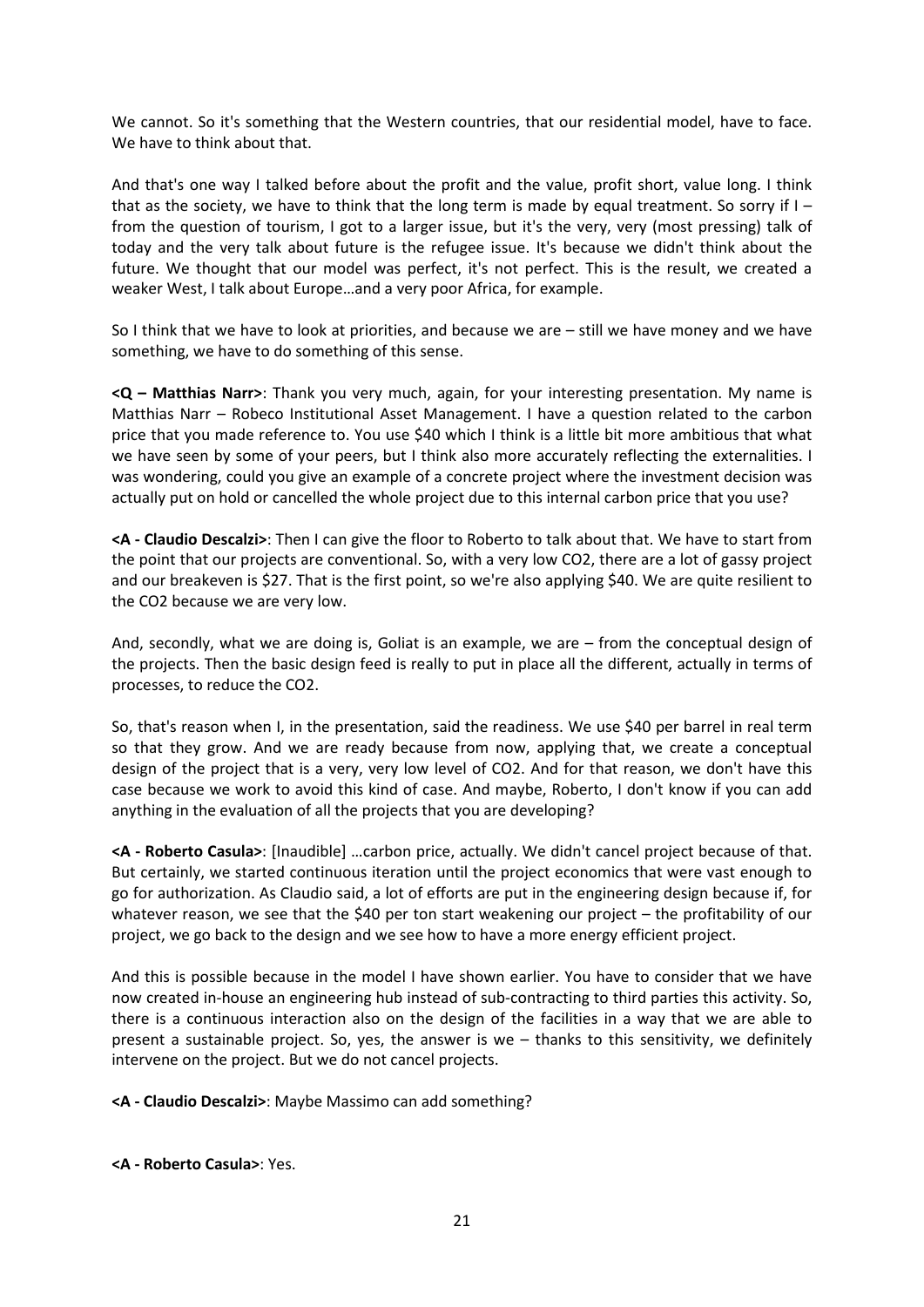We cannot. So it's something that the Western countries, that our residential model, have to face. We have to think about that.

And that's one way I talked before about the profit and the value, profit short, value long. I think that as the society, we have to think that the long term is made by equal treatment. So sorry if I – from the question of tourism, I got to a larger issue, but it's the very, very (most pressing) talk of today and the very talk about future is the refugee issue. It's because we didn't think about the future. We thought that our model was perfect, it's not perfect. This is the result, we created a weaker West, I talk about Europe…and a very poor Africa, for example.

So I think that we have to look at priorities, and because we are – still we have money and we have something, we have to do something of this sense.

**<Q – Matthias Narr>**: Thank you very much, again, for your interesting presentation. My name is Matthias Narr – Robeco Institutional Asset Management. I have a question related to the carbon price that you made reference to. You use \$40 which I think is a little bit more ambitious that what we have seen by some of your peers, but I think also more accurately reflecting the externalities. I was wondering, could you give an example of a concrete project where the investment decision was actually put on hold or cancelled the whole project due to this internal carbon price that you use?

**<A - Claudio Descalzi>**: Then I can give the floor to Roberto to talk about that. We have to start from the point that our projects are conventional. So, with a very low CO2, there are a lot of gassy project and our breakeven is \$27. That is the first point, so we're also applying \$40. We are quite resilient to the CO2 because we are very low.

And, secondly, what we are doing is, Goliat is an example, we are – from the conceptual design of the projects. Then the basic design feed is really to put in place all the different, actually in terms of processes, to reduce the CO2.

So, that's reason when I, in the presentation, said the readiness. We use \$40 per barrel in real term so that they grow. And we are ready because from now, applying that, we create a conceptual design of the project that is a very, very low level of CO2. And for that reason, we don't have this case because we work to avoid this kind of case. And maybe, Roberto, I don't know if you can add anything in the evaluation of all the projects that you are developing?

**<A - Roberto Casula>**: [Inaudible] …carbon price, actually. We didn't cancel project because of that. But certainly, we started continuous iteration until the project economics that were vast enough to go for authorization. As Claudio said, a lot of efforts are put in the engineering design because if, for whatever reason, we see that the \$40 per ton start weakening our project – the profitability of our project, we go back to the design and we see how to have a more energy efficient project.

And this is possible because in the model I have shown earlier. You have to consider that we have now created in-house an engineering hub instead of sub-contracting to third parties this activity. So, there is a continuous interaction also on the design of the facilities in a way that we are able to present a sustainable project. So, yes, the answer is we – thanks to this sensitivity, we definitely intervene on the project. But we do not cancel projects.

**<A - Claudio Descalzi>**: Maybe Massimo can add something?

**<A - Roberto Casula>**: Yes.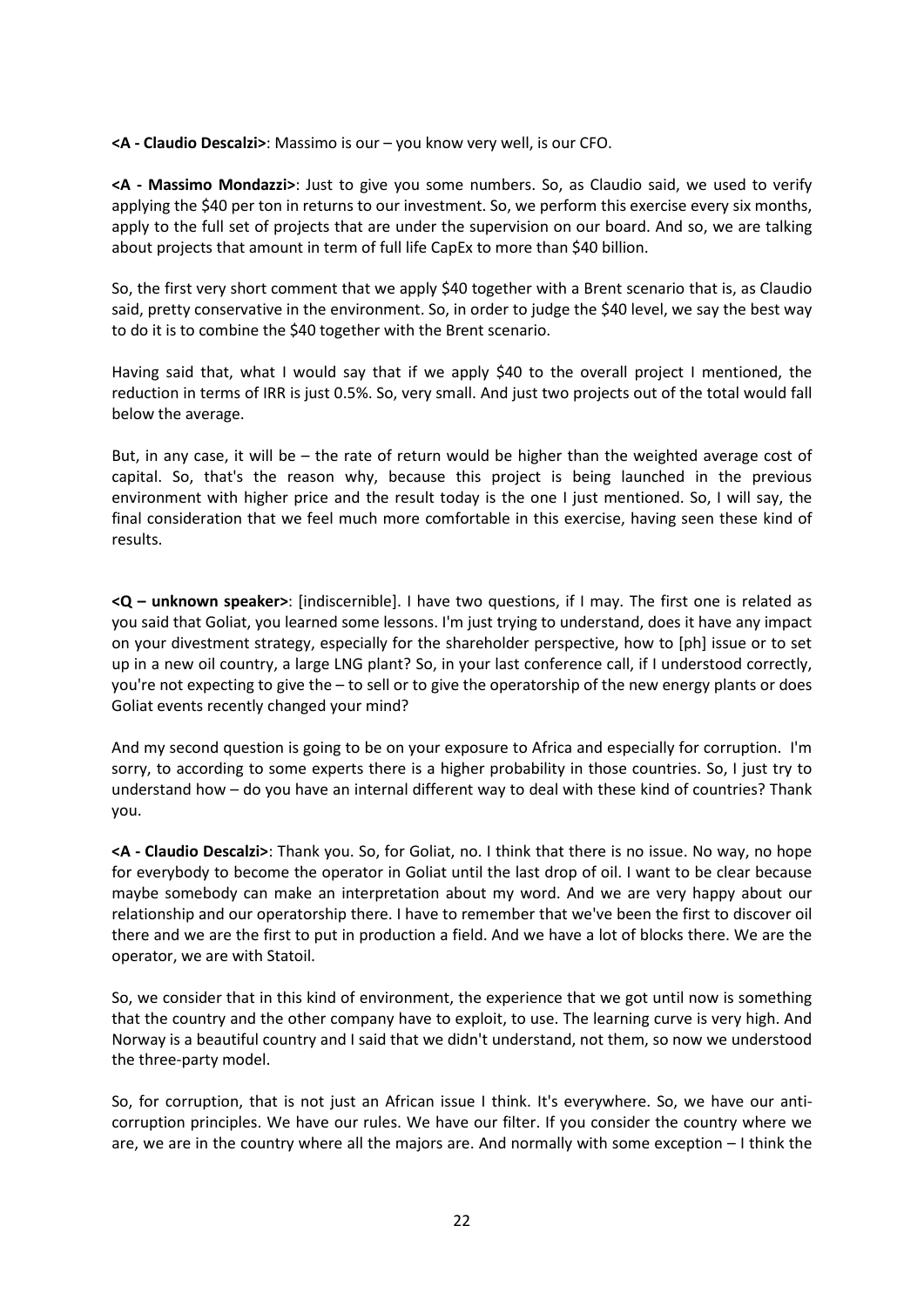**<A - Claudio Descalzi>**: Massimo is our – you know very well, is our CFO.

**<A - Massimo Mondazzi>**: Just to give you some numbers. So, as Claudio said, we used to verify applying the $40 per ton in returns to our investment. So, we perform this exercise every six months, apply to the full set of projects that are under the supervision on our board. And so, we are talking about projects that amount in term of full life CapEx to more than $40 billion.

So, the first very short comment that we apply $40 together with a Brent scenario that is, as Claudio said, pretty conservative in the environment. So, in order to judge the $40 level, we say the best way to do it is to combine the $40 together with the Brent scenario.

Having said that, what I would say that if we apply $40 to the overall project I mentioned, the reduction in terms of IRR is just 0.5%. So, very small. And just two projects out of the total would fall below the average.

But, in any case, it will be – the rate of return would be higher than the weighted average cost of capital. So, that's the reason why, because this project is being launched in the previous environment with higher price and the result today is the one I just mentioned. So, I will say, the final consideration that we feel much more comfortable in this exercise, having seen these kind of results.

**<Q – unknown speaker>**: [indiscernible]. I have two questions, if I may. The first one is related as you said that Goliat, you learned some lessons. I'm just trying to understand, does it have any impact on your divestment strategy, especially for the shareholder perspective, how to [ph] issue or to set up in a new oil country, a large LNG plant? So, in your last conference call, if I understood correctly, you're not expecting to give the – to sell or to give the operatorship of the new energy plants or does Goliat events recently changed your mind?

And my second question is going to be on your exposure to Africa and especially for corruption. I'm sorry, to according to some experts there is a higher probability in those countries. So, I just try to understand how – do you have an internal different way to deal with these kind of countries? Thank you.

**<A - Claudio Descalzi>**: Thank you. So, for Goliat, no. I think that there is no issue. No way, no hope for everybody to become the operator in Goliat until the last drop of oil. I want to be clear because maybe somebody can make an interpretation about my word. And we are very happy about our relationship and our operatorship there. I have to remember that we've been the first to discover oil there and we are the first to put in production a field. And we have a lot of blocks there. We are the operator, we are with Statoil.

So, we consider that in this kind of environment, the experience that we got until now is something that the country and the other company have to exploit, to use. The learning curve is very high. And Norway is a beautiful country and I said that we didn't understand, not them, so now we understood the three-party model.

So, for corruption, that is not just an African issue I think. It's everywhere. So, we have our anti-corruption principles. We have our rules. We have our filter. If you consider the country where we are, we are in the country where all the majors are. And normally with some exception – I think the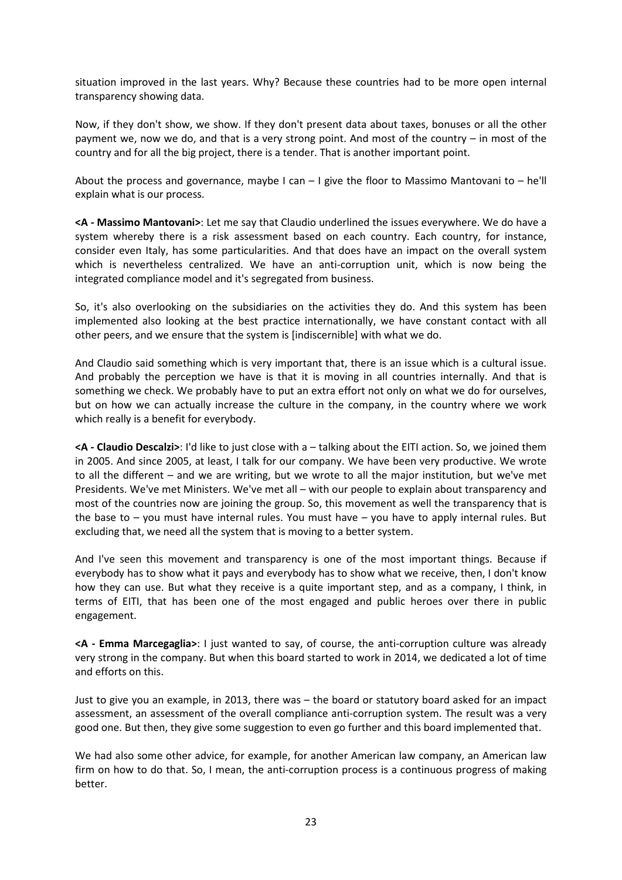situation improved in the last years. Why? Because these countries had to be more open internal transparency showing data.

Now, if they don't show, we show. If they don't present data about taxes, bonuses or all the other payment we, now we do, and that is a very strong point. And most of the country – in most of the country and for all the big project, there is a tender. That is another important point.

About the process and governance, maybe I can – I give the floor to Massimo Mantovani to – he'll explain what is our process.

**<A - Massimo Mantovani>**: Let me say that Claudio underlined the issues everywhere. We do have a system whereby there is a risk assessment based on each country. Each country, for instance, consider even Italy, has some particularities. And that does have an impact on the overall system which is nevertheless centralized. We have an anti-corruption unit, which is now being the integrated compliance model and it's segregated from business.

So, it's also overlooking on the subsidiaries on the activities they do. And this system has been implemented also looking at the best practice internationally, we have constant contact with all other peers, and we ensure that the system is [indiscernible] with what we do.

And Claudio said something which is very important that, there is an issue which is a cultural issue. And probably the perception we have is that it is moving in all countries internally. And that is something we check. We probably have to put an extra effort not only on what we do for ourselves, but on how we can actually increase the culture in the company, in the country where we work which really is a benefit for everybody.

**<A - Claudio Descalzi>**: I'd like to just close with a – talking about the EITI action. So, we joined them in 2005. And since 2005, at least, I talk for our company. We have been very productive. We wrote to all the different – and we are writing, but we wrote to all the major institution, but we've met Presidents. We've met Ministers. We've met all – with our people to explain about transparency and most of the countries now are joining the group. So, this movement as well the transparency that is the base to – you must have internal rules. You must have – you have to apply internal rules. But excluding that, we need all the system that is moving to a better system.

And I've seen this movement and transparency is one of the most important things. Because if everybody has to show what it pays and everybody has to show what we receive, then, I don't know how they can use. But what they receive is a quite important step, and as a company, I think, in terms of EITI, that has been one of the most engaged and public heroes over there in public engagement.

**<A - Emma Marcegaglia>**: I just wanted to say, of course, the anti-corruption culture was already very strong in the company. But when this board started to work in 2014, we dedicated a lot of time and efforts on this.

Just to give you an example, in 2013, there was – the board or statutory board asked for an impact assessment, an assessment of the overall compliance anti-corruption system. The result was a very good one. But then, they give some suggestion to even go further and this board implemented that.

We had also some other advice, for example, for another American law company, an American law firm on how to do that. So, I mean, the anti-corruption process is a continuous progress of making better.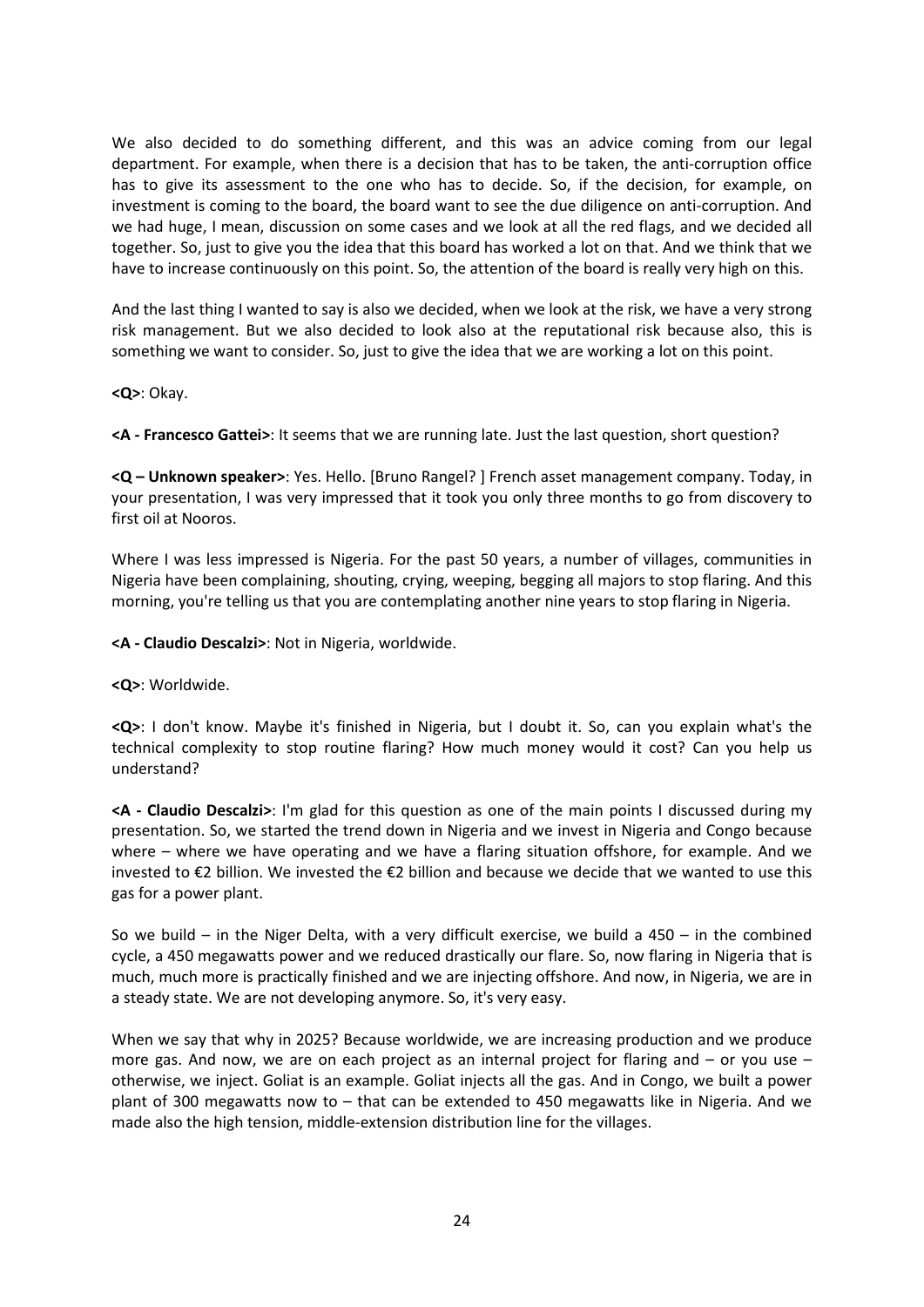We also decided to do something different, and this was an advice coming from our legal department. For example, when there is a decision that has to be taken, the anti-corruption office has to give its assessment to the one who has to decide. So, if the decision, for example, on investment is coming to the board, the board want to see the due diligence on anti-corruption. And we had huge, I mean, discussion on some cases and we look at all the red flags, and we decided all together. So, just to give you the idea that this board has worked a lot on that. And we think that we have to increase continuously on this point. So, the attention of the board is really very high on this.

And the last thing I wanted to say is also we decided, when we look at the risk, we have a very strong risk management. But we also decided to look also at the reputational risk because also, this is something we want to consider. So, just to give the idea that we are working a lot on this point.

**<Q>**: Okay.

**<A - Francesco Gattei>**: It seems that we are running late. Just the last question, short question?

**<Q – Unknown speaker>**: Yes. Hello. [Bruno Rangel? ] French asset management company. Today, in your presentation, I was very impressed that it took you only three months to go from discovery to first oil at Nooros.

Where I was less impressed is Nigeria. For the past 50 years, a number of villages, communities in Nigeria have been complaining, shouting, crying, weeping, begging all majors to stop flaring. And this morning, you're telling us that you are contemplating another nine years to stop flaring in Nigeria.

**<A - Claudio Descalzi>**: Not in Nigeria, worldwide.

**<Q>**: Worldwide.

**<Q>**: I don't know. Maybe it's finished in Nigeria, but I doubt it. So, can you explain what's the technical complexity to stop routine flaring? How much money would it cost? Can you help us understand?

**<A - Claudio Descalzi>**: I'm glad for this question as one of the main points I discussed during my presentation. So, we started the trend down in Nigeria and we invest in Nigeria and Congo because where – where we have operating and we have a flaring situation offshore, for example. And we invested to €2 billion. We invested the €2 billion and because we decide that we wanted to use this gas for a power plant.

So we build – in the Niger Delta, with a very difficult exercise, we build a 450 – in the combined cycle, a 450 megawatts power and we reduced drastically our flare. So, now flaring in Nigeria that is much, much more is practically finished and we are injecting offshore. And now, in Nigeria, we are in a steady state. We are not developing anymore. So, it's very easy.

When we say that why in 2025? Because worldwide, we are increasing production and we produce more gas. And now, we are on each project as an internal project for flaring and – or you use – otherwise, we inject. Goliat is an example. Goliat injects all the gas. And in Congo, we built a power plant of 300 megawatts now to – that can be extended to 450 megawatts like in Nigeria. And we made also the high tension, middle-extension distribution line for the villages.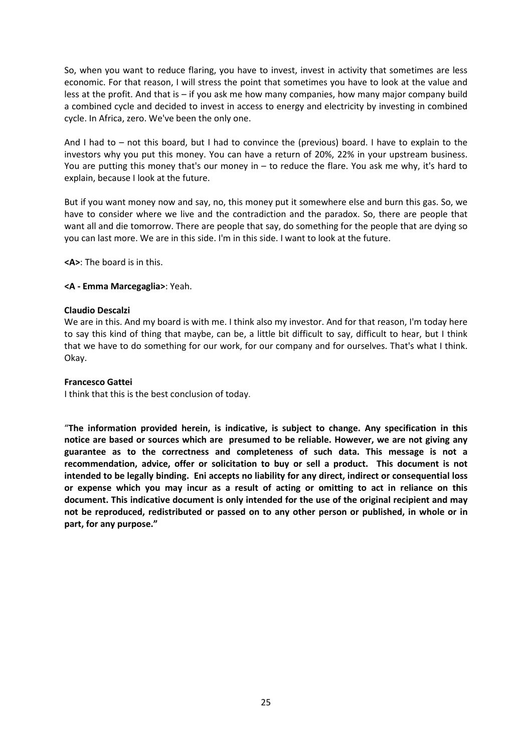So, when you want to reduce flaring, you have to invest, invest in activity that sometimes are less economic. For that reason, I will stress the point that sometimes you have to look at the value and less at the profit. And that is – if you ask me how many companies, how many major company build a combined cycle and decided to invest in access to energy and electricity by investing in combined cycle. In Africa, zero. We've been the only one.

And I had to – not this board, but I had to convince the (previous) board. I have to explain to the investors why you put this money. You can have a return of 20%, 22% in your upstream business. You are putting this money that's our money in – to reduce the flare. You ask me why, it's hard to explain, because I look at the future.

But if you want money now and say, no, this money put it somewhere else and burn this gas. So, we have to consider where we live and the contradiction and the paradox. So, there are people that want all and die tomorrow. There are people that say, do something for the people that are dying so you can last more. We are in this side. I'm in this side. I want to look at the future.

**<A>**: The board is in this.

**<A - Emma Marcegaglia>**: Yeah.

**Claudio Descalzi**
We are in this. And my board is with me. I think also my investor. And for that reason, I'm today here to say this kind of thing that maybe, can be, a little bit difficult to say, difficult to hear, but I think that we have to do something for our work, for our company and for ourselves. That's what I think. Okay.

**Francesco Gattei**
I think that this is the best conclusion of today.

"**The information provided herein, is indicative, is subject to change. Any specification in this notice are based or sources which are presumed to be reliable. However, we are not giving any guarantee as to the correctness and completeness of such data. This message is not a recommendation, advice, offer or solicitation to buy or sell a product. This document is not intended to be legally binding. Eni accepts no liability for any direct, indirect or consequential loss or expense which you may incur as a result of acting or omitting to act in reliance on this document. This indicative document is only intended for the use of the original recipient and may not be reproduced, redistributed or passed on to any other person or published, in whole or in part, for any purpose.**"